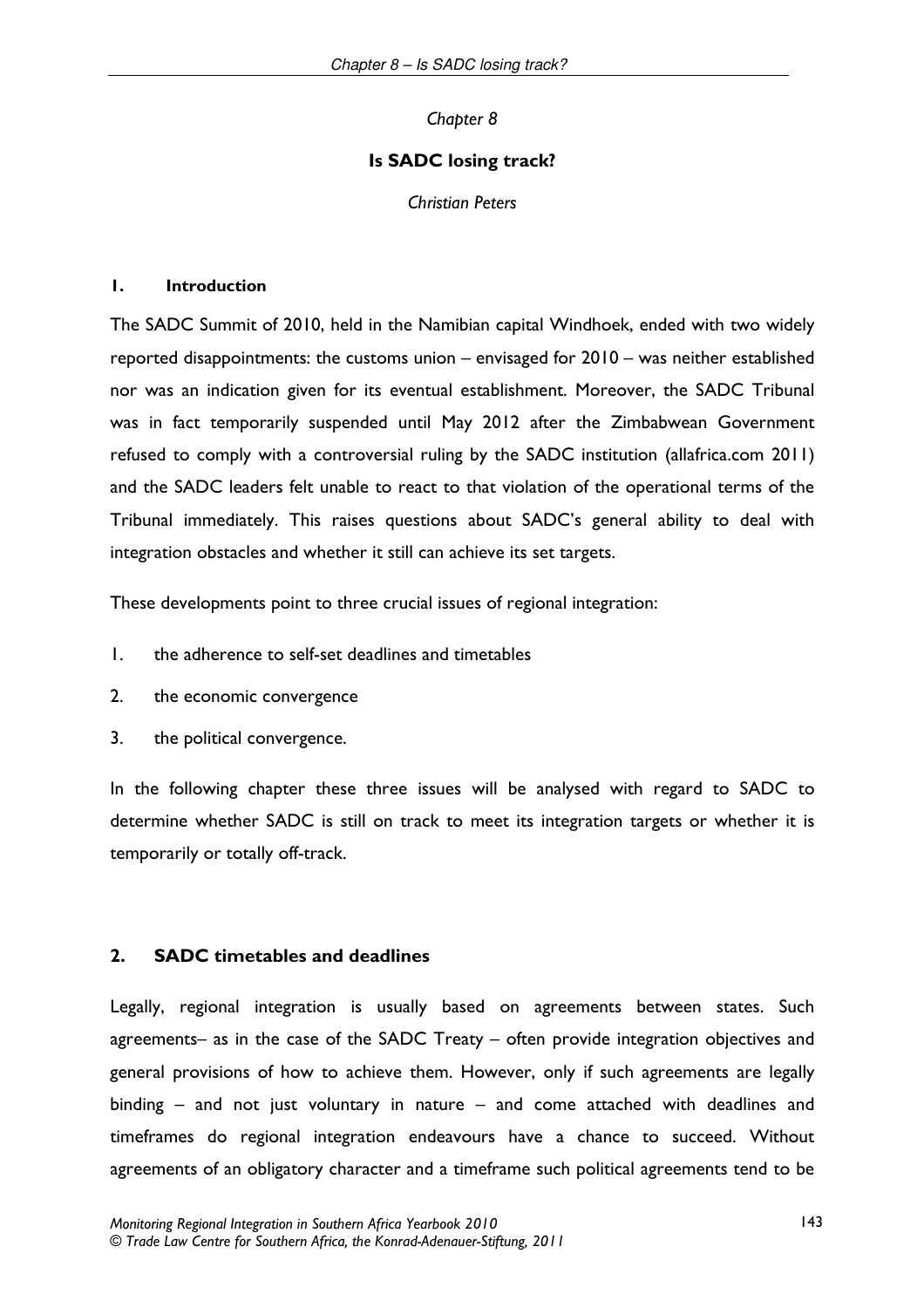*Chapter 8*

# Is SADC losing track?

*Christian Peters*

## 1. Introduction

The SADC Summit of 2010, held in the Namibian capital Windhoek, ended with two widely reported disappointments: the customs union – envisaged for 2010 – was neither established nor was an indication given for its eventual establishment. Moreover, the SADC Tribunal was in fact temporarily suspended until May 2012 after the Zimbabwean Government refused to comply with a controversial ruling by the SADC institution (allafrica.com 2011) and the SADC leaders felt unable to react to that violation of the operational terms of the Tribunal immediately. This raises questions about SADC's general ability to deal with integration obstacles and whether it still can achieve its set targets.

These developments point to three crucial issues of regional integration:

1. the adherence to self-set deadlines and timetables
2. the economic convergence
3. the political convergence.

In the following chapter these three issues will be analysed with regard to SADC to determine whether SADC is still on track to meet its integration targets or whether it is temporarily or totally off-track.

## 2. SADC timetables and deadlines

Legally, regional integration is usually based on agreements between states. Such agreements– as in the case of the SADC Treaty – often provide integration objectives and general provisions of how to achieve them. However, only if such agreements are legally binding – and not just voluntary in nature – and come attached with deadlines and timeframes do regional integration endeavours have a chance to succeed. Without agreements of an obligatory character and a timeframe such political agreements tend to be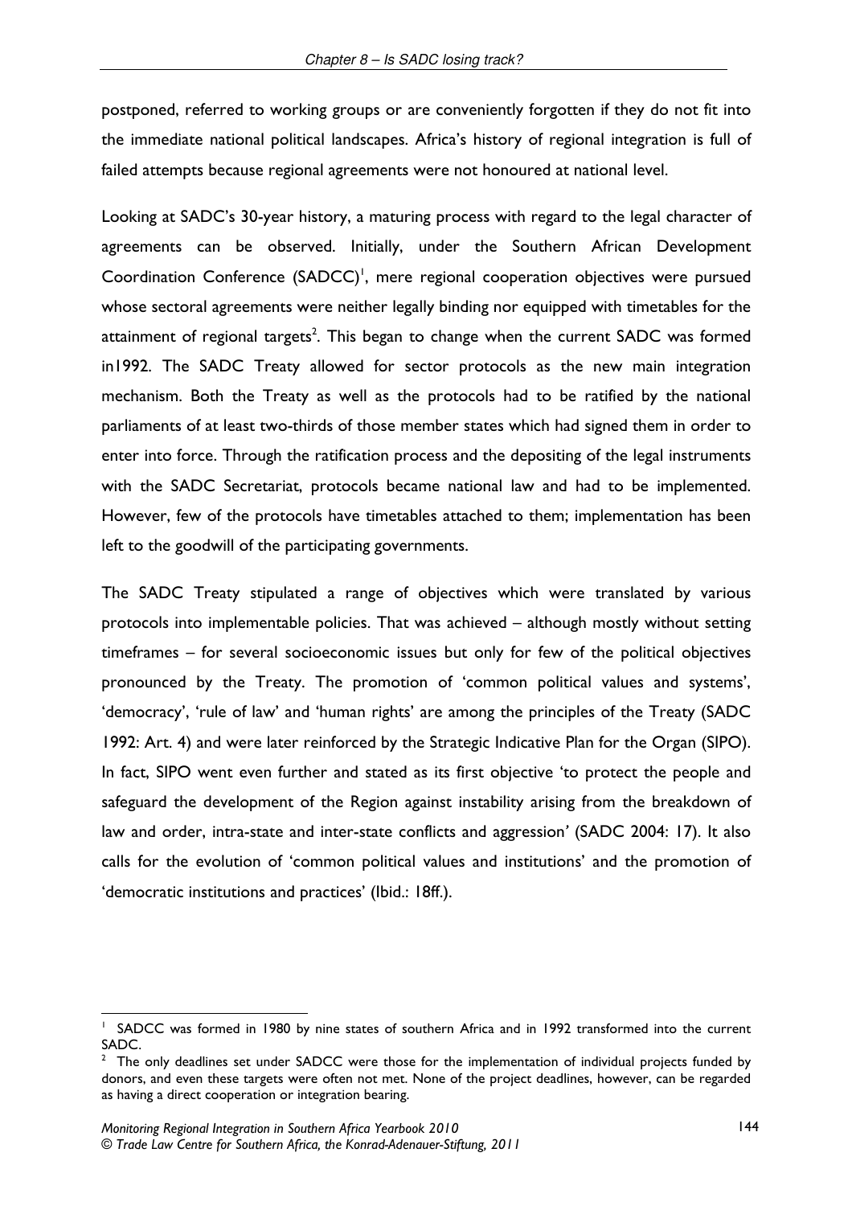postponed, referred to working groups or are conveniently forgotten if they do not fit into the immediate national political landscapes. Africa's history of regional integration is full of failed attempts because regional agreements were not honoured at national level.

Looking at SADC's 30-year history, a maturing process with regard to the legal character of agreements can be observed. Initially, under the Southern African Development Coordination Conference (SADCC)[1], mere regional cooperation objectives were pursued whose sectoral agreements were neither legally binding nor equipped with timetables for the attainment of regional targets[2]. This began to change when the current SADC was formed in1992. The SADC Treaty allowed for sector protocols as the new main integration mechanism. Both the Treaty as well as the protocols had to be ratified by the national parliaments of at least two-thirds of those member states which had signed them in order to enter into force. Through the ratification process and the depositing of the legal instruments with the SADC Secretariat, protocols became national law and had to be implemented. However, few of the protocols have timetables attached to them; implementation has been left to the goodwill of the participating governments.

The SADC Treaty stipulated a range of objectives which were translated by various protocols into implementable policies. That was achieved – although mostly without setting timeframes – for several socioeconomic issues but only for few of the political objectives pronounced by the Treaty. The promotion of 'common political values and systems', 'democracy', 'rule of law' and 'human rights' are among the principles of the Treaty (SADC 1992: Art. 4) and were later reinforced by the Strategic Indicative Plan for the Organ (SIPO). In fact, SIPO went even further and stated as its first objective 'to protect the people and safeguard the development of the Region against instability arising from the breakdown of law and order, intra-state and inter-state conflicts and aggression' (SADC 2004: 17). It also calls for the evolution of 'common political values and institutions' and the promotion of 'democratic institutions and practices' (Ibid.: 18ff.).

---

[1] SADCC was formed in 1980 by nine states of southern Africa and in 1992 transformed into the current SADC.

[2] The only deadlines set under SADCC were those for the implementation of individual projects funded by donors, and even these targets were often not met. None of the project deadlines, however, can be regarded as having a direct cooperation or integration bearing.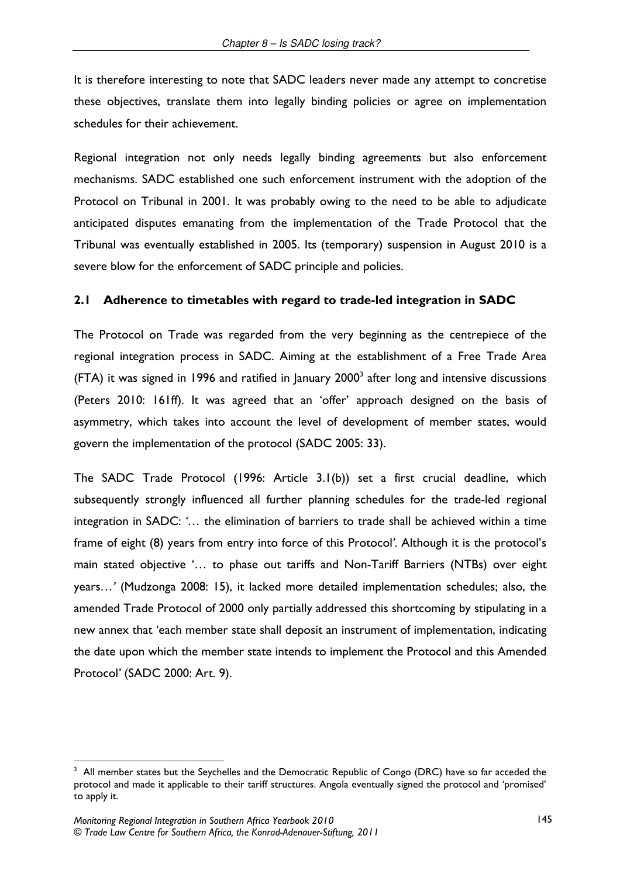It is therefore interesting to note that SADC leaders never made any attempt to concretise these objectives, translate them into legally binding policies or agree on implementation schedules for their achievement.

Regional integration not only needs legally binding agreements but also enforcement mechanisms. SADC established one such enforcement instrument with the adoption of the Protocol on Tribunal in 2001. It was probably owing to the need to be able to adjudicate anticipated disputes emanating from the implementation of the Trade Protocol that the Tribunal was eventually established in 2005. Its (temporary) suspension in August 2010 is a severe blow for the enforcement of SADC principle and policies.

### 2.1 Adherence to timetables with regard to trade-led integration in SADC

The Protocol on Trade was regarded from the very beginning as the centrepiece of the regional integration process in SADC. Aiming at the establishment of a Free Trade Area (FTA) it was signed in 1996 and ratified in January 2000[3] after long and intensive discussions (Peters 2010: 161ff). It was agreed that an 'offer' approach designed on the basis of asymmetry, which takes into account the level of development of member states, would govern the implementation of the protocol (SADC 2005: 33).

The SADC Trade Protocol (1996: Article 3.1(b)) set a first crucial deadline, which subsequently strongly influenced all further planning schedules for the trade-led regional integration in SADC: '… the elimination of barriers to trade shall be achieved within a time frame of eight (8) years from entry into force of this Protocol'. Although it is the protocol's main stated objective '… to phase out tariffs and Non-Tariff Barriers (NTBs) over eight years…' (Mudzonga 2008: 15), it lacked more detailed implementation schedules; also, the amended Trade Protocol of 2000 only partially addressed this shortcoming by stipulating in a new annex that 'each member state shall deposit an instrument of implementation, indicating the date upon which the member state intends to implement the Protocol and this Amended Protocol' (SADC 2000: Art. 9).

---

[3] All member states but the Seychelles and the Democratic Republic of Congo (DRC) have so far acceded the protocol and made it applicable to their tariff structures. Angola eventually signed the protocol and 'promised' to apply it.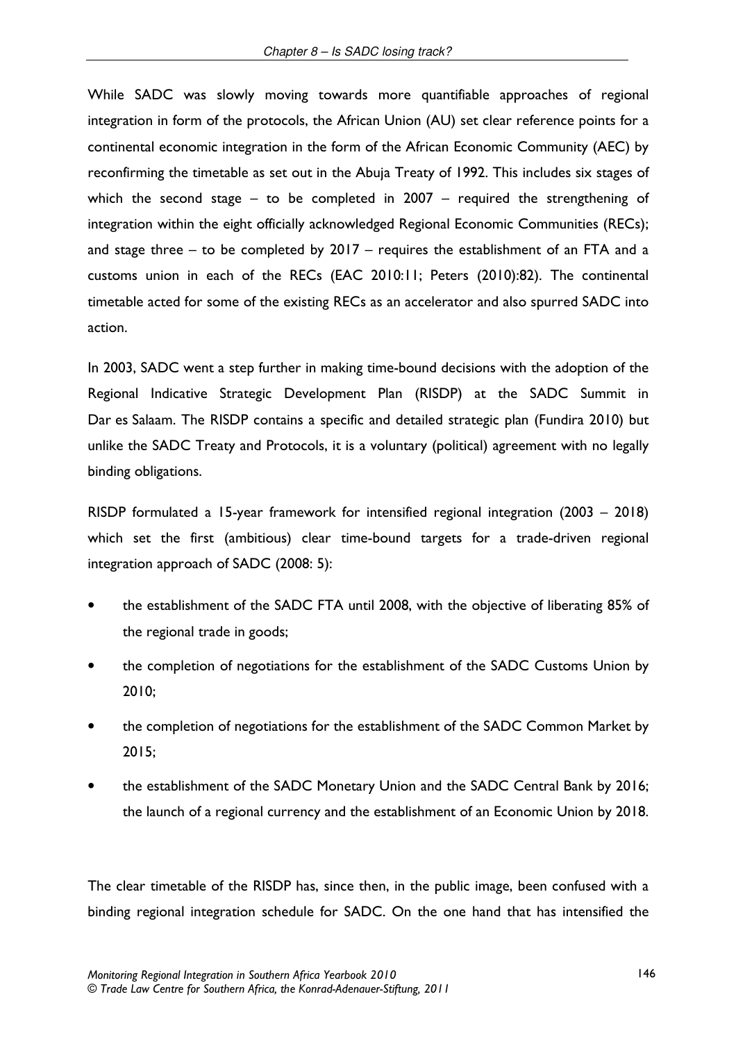While SADC was slowly moving towards more quantifiable approaches of regional integration in form of the protocols, the African Union (AU) set clear reference points for a continental economic integration in the form of the African Economic Community (AEC) by reconfirming the timetable as set out in the Abuja Treaty of 1992. This includes six stages of which the second stage – to be completed in 2007 – required the strengthening of integration within the eight officially acknowledged Regional Economic Communities (RECs); and stage three – to be completed by 2017 – requires the establishment of an FTA and a customs union in each of the RECs (EAC 2010:11; Peters (2010):82). The continental timetable acted for some of the existing RECs as an accelerator and also spurred SADC into action.

In 2003, SADC went a step further in making time-bound decisions with the adoption of the Regional Indicative Strategic Development Plan (RISDP) at the SADC Summit in Dar es Salaam. The RISDP contains a specific and detailed strategic plan (Fundira 2010) but unlike the SADC Treaty and Protocols, it is a voluntary (political) agreement with no legally binding obligations.

RISDP formulated a 15-year framework for intensified regional integration (2003 – 2018) which set the first (ambitious) clear time-bound targets for a trade-driven regional integration approach of SADC (2008: 5):

- the establishment of the SADC FTA until 2008, with the objective of liberating 85% of the regional trade in goods;
- the completion of negotiations for the establishment of the SADC Customs Union by 2010;
- the completion of negotiations for the establishment of the SADC Common Market by 2015;
- the establishment of the SADC Monetary Union and the SADC Central Bank by 2016; the launch of a regional currency and the establishment of an Economic Union by 2018.

The clear timetable of the RISDP has, since then, in the public image, been confused with a binding regional integration schedule for SADC. On the one hand that has intensified the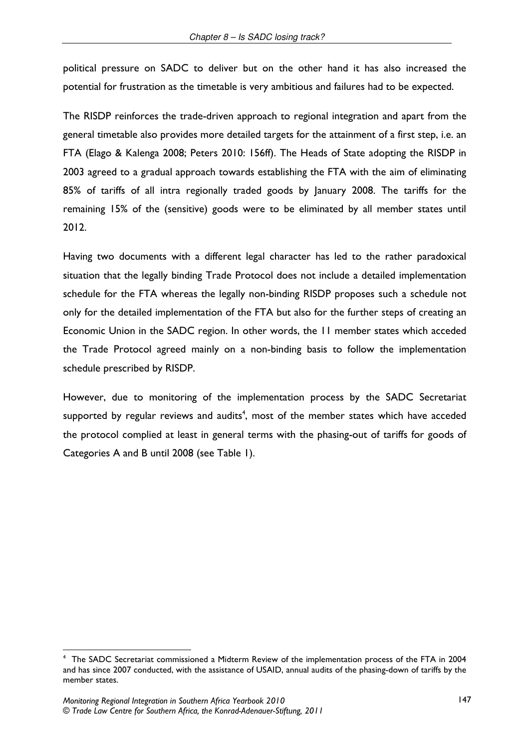political pressure on SADC to deliver but on the other hand it has also increased the potential for frustration as the timetable is very ambitious and failures had to be expected.

The RISDP reinforces the trade-driven approach to regional integration and apart from the general timetable also provides more detailed targets for the attainment of a first step, i.e. an FTA (Elago & Kalenga 2008; Peters 2010: 156ff). The Heads of State adopting the RISDP in 2003 agreed to a gradual approach towards establishing the FTA with the aim of eliminating 85% of tariffs of all intra regionally traded goods by January 2008. The tariffs for the remaining 15% of the (sensitive) goods were to be eliminated by all member states until 2012.

Having two documents with a different legal character has led to the rather paradoxical situation that the legally binding Trade Protocol does not include a detailed implementation schedule for the FTA whereas the legally non-binding RISDP proposes such a schedule not only for the detailed implementation of the FTA but also for the further steps of creating an Economic Union in the SADC region. In other words, the 11 member states which acceded the Trade Protocol agreed mainly on a non-binding basis to follow the implementation schedule prescribed by RISDP.

However, due to monitoring of the implementation process by the SADC Secretariat supported by regular reviews and audits[4], most of the member states which have acceded the protocol complied at least in general terms with the phasing-out of tariffs for goods of Categories A and B until 2008 (see Table 1).

[4] The SADC Secretariat commissioned a Midterm Review of the implementation process of the FTA in 2004 and has since 2007 conducted, with the assistance of USAID, annual audits of the phasing-down of tariffs by the member states.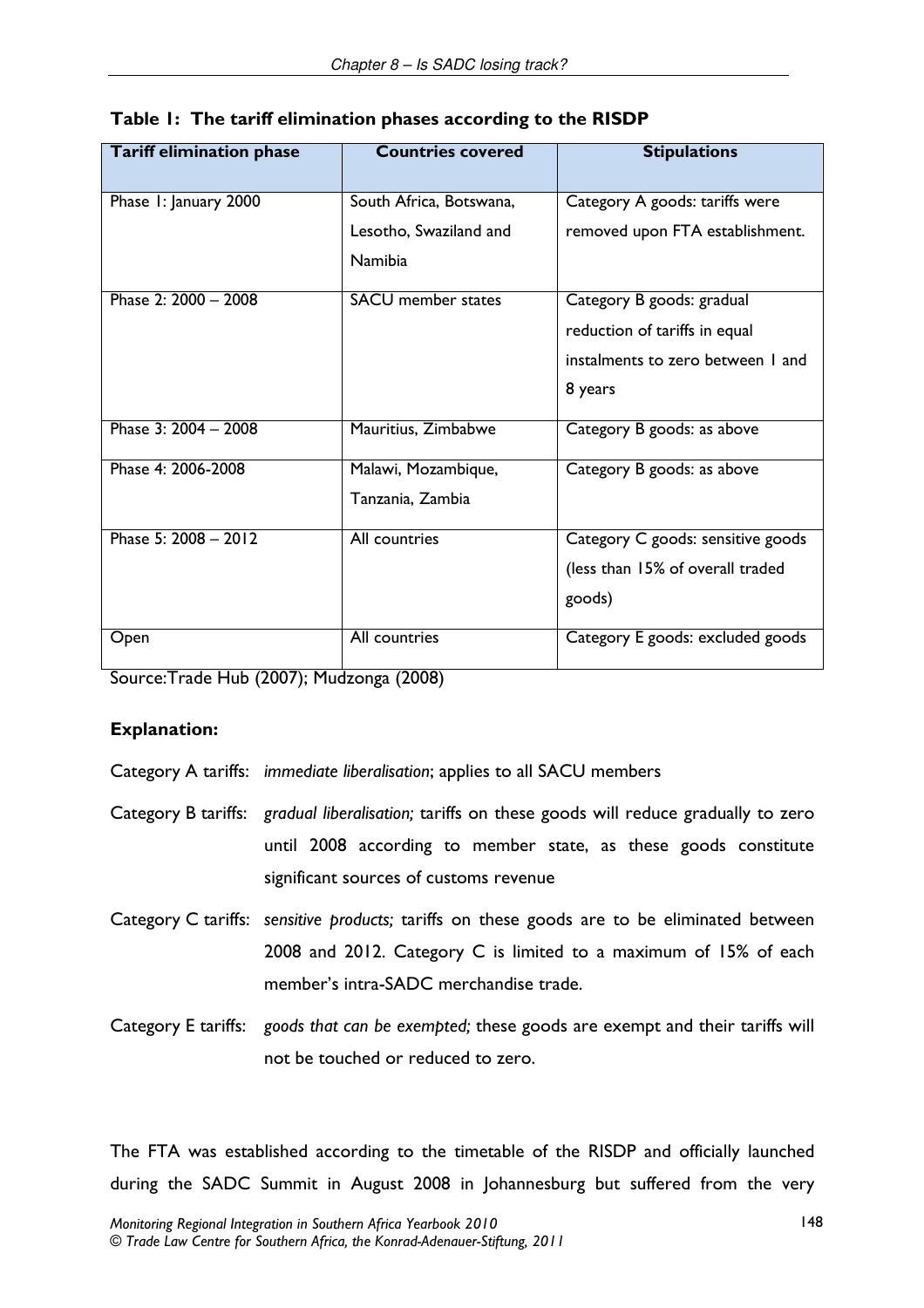**Table 1: The tariff elimination phases according to the RISDP**

| Tariff elimination phase | Countries covered | Stipulations |
|---|---|---|
| Phase 1: January 2000 | South Africa, Botswana, Lesotho, Swaziland and Namibia | Category A goods: tariffs were removed upon FTA establishment. |
| Phase 2: 2000 – 2008 | SACU member states | Category B goods: gradual reduction of tariffs in equal instalments to zero between 1 and 8 years |
| Phase 3: 2004 – 2008 | Mauritius, Zimbabwe | Category B goods: as above |
| Phase 4: 2006-2008 | Malawi, Mozambique, Tanzania, Zambia | Category B goods: as above |
| Phase 5: 2008 – 2012 | All countries | Category C goods: sensitive goods (less than 15% of overall traded goods) |
| Open | All countries | Category E goods: excluded goods |

Source: Trade Hub (2007); Mudzonga (2008)

**Explanation:**

Category A tariffs: *immediate liberalisation*; applies to all SACU members

Category B tariffs: *gradual liberalisation;* tariffs on these goods will reduce gradually to zero until 2008 according to member state, as these goods constitute significant sources of customs revenue

Category C tariffs: *sensitive products;* tariffs on these goods are to be eliminated between 2008 and 2012. Category C is limited to a maximum of 15% of each member's intra-SADC merchandise trade.

Category E tariffs: *goods that can be exempted;* these goods are exempt and their tariffs will not be touched or reduced to zero.

The FTA was established according to the timetable of the RISDP and officially launched during the SADC Summit in August 2008 in Johannesburg but suffered from the very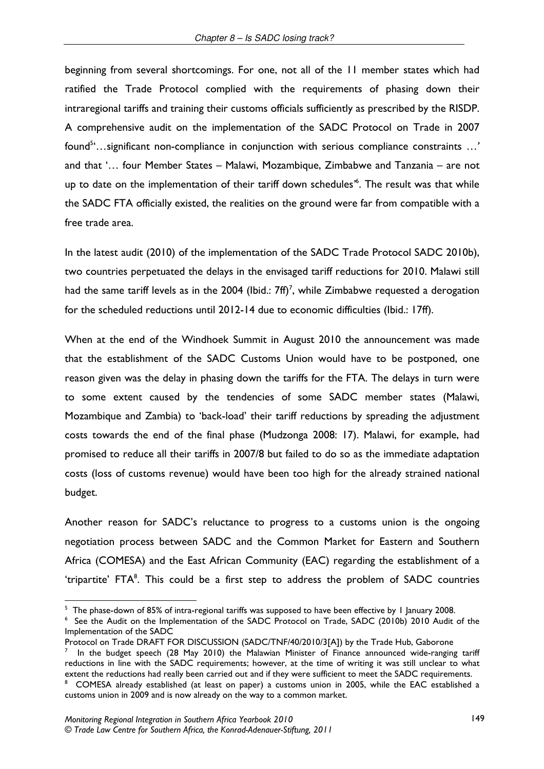beginning from several shortcomings. For one, not all of the 11 member states which had ratified the Trade Protocol complied with the requirements of phasing down their intraregional tariffs and training their customs officials sufficiently as prescribed by the RISDP. A comprehensive audit on the implementation of the SADC Protocol on Trade in 2007 found[5]'…significant non-compliance in conjunction with serious compliance constraints …' and that '… four Member States – Malawi, Mozambique, Zimbabwe and Tanzania – are not up to date on the implementation of their tariff down schedules'[6]. The result was that while the SADC FTA officially existed, the realities on the ground were far from compatible with a free trade area.

In the latest audit (2010) of the implementation of the SADC Trade Protocol SADC 2010b), two countries perpetuated the delays in the envisaged tariff reductions for 2010. Malawi still had the same tariff levels as in the 2004 (Ibid.: 7ff)[7], while Zimbabwe requested a derogation for the scheduled reductions until 2012-14 due to economic difficulties (Ibid.: 17ff).

When at the end of the Windhoek Summit in August 2010 the announcement was made that the establishment of the SADC Customs Union would have to be postponed, one reason given was the delay in phasing down the tariffs for the FTA. The delays in turn were to some extent caused by the tendencies of some SADC member states (Malawi, Mozambique and Zambia) to 'back-load' their tariff reductions by spreading the adjustment costs towards the end of the final phase (Mudzonga 2008: 17). Malawi, for example, had promised to reduce all their tariffs in 2007/8 but failed to do so as the immediate adaptation costs (loss of customs revenue) would have been too high for the already strained national budget.

Another reason for SADC's reluctance to progress to a customs union is the ongoing negotiation process between SADC and the Common Market for Eastern and Southern Africa (COMESA) and the East African Community (EAC) regarding the establishment of a 'tripartite' FTA[8]. This could be a first step to address the problem of SADC countries

---

[5] The phase-down of 85% of intra-regional tariffs was supposed to have been effective by 1 January 2008.

[6] See the Audit on the Implementation of the SADC Protocol on Trade, SADC (2010b) 2010 Audit of the Implementation of the SADC Protocol on Trade DRAFT FOR DISCUSSION (SADC/TNF/40/2010/3[A]) by the Trade Hub, Gaborone

[7] In the budget speech (28 May 2010) the Malawian Minister of Finance announced wide-ranging tariff reductions in line with the SADC requirements; however, at the time of writing it was still unclear to what extent the reductions had really been carried out and if they were sufficient to meet the SADC requirements.

[8] COMESA already established (at least on paper) a customs union in 2005, while the EAC established a customs union in 2009 and is now already on the way to a common market.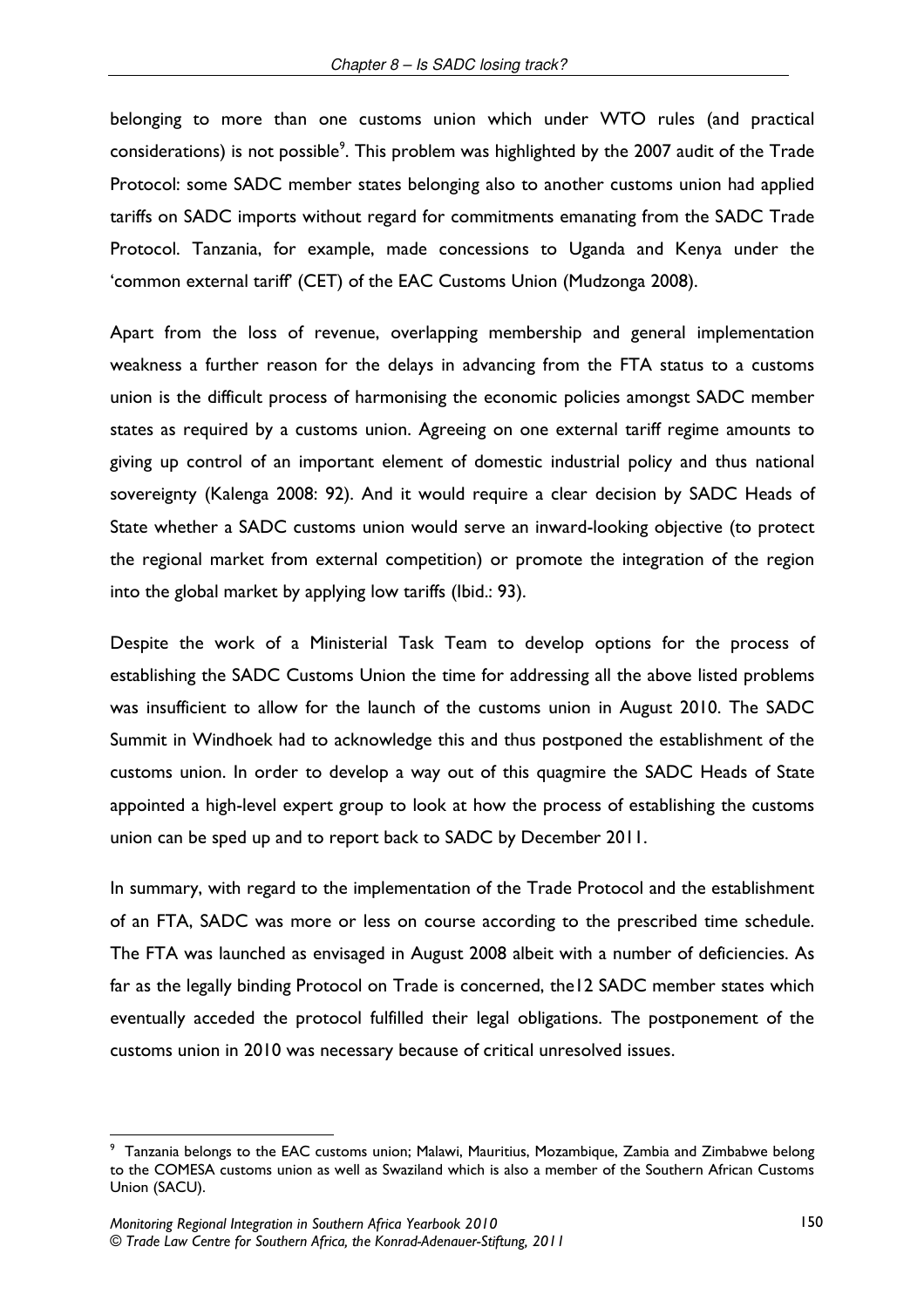belonging to more than one customs union which under WTO rules (and practical considerations) is not possible[9]. This problem was highlighted by the 2007 audit of the Trade Protocol: some SADC member states belonging also to another customs union had applied tariffs on SADC imports without regard for commitments emanating from the SADC Trade Protocol. Tanzania, for example, made concessions to Uganda and Kenya under the 'common external tariff' (CET) of the EAC Customs Union (Mudzonga 2008).

Apart from the loss of revenue, overlapping membership and general implementation weakness a further reason for the delays in advancing from the FTA status to a customs union is the difficult process of harmonising the economic policies amongst SADC member states as required by a customs union. Agreeing on one external tariff regime amounts to giving up control of an important element of domestic industrial policy and thus national sovereignty (Kalenga 2008: 92). And it would require a clear decision by SADC Heads of State whether a SADC customs union would serve an inward-looking objective (to protect the regional market from external competition) or promote the integration of the region into the global market by applying low tariffs (Ibid.: 93).

Despite the work of a Ministerial Task Team to develop options for the process of establishing the SADC Customs Union the time for addressing all the above listed problems was insufficient to allow for the launch of the customs union in August 2010. The SADC Summit in Windhoek had to acknowledge this and thus postponed the establishment of the customs union. In order to develop a way out of this quagmire the SADC Heads of State appointed a high-level expert group to look at how the process of establishing the customs union can be sped up and to report back to SADC by December 2011.

In summary, with regard to the implementation of the Trade Protocol and the establishment of an FTA, SADC was more or less on course according to the prescribed time schedule. The FTA was launched as envisaged in August 2008 albeit with a number of deficiencies. As far as the legally binding Protocol on Trade is concerned, the12 SADC member states which eventually acceded the protocol fulfilled their legal obligations. The postponement of the customs union in 2010 was necessary because of critical unresolved issues.

[9] Tanzania belongs to the EAC customs union; Malawi, Mauritius, Mozambique, Zambia and Zimbabwe belong to the COMESA customs union as well as Swaziland which is also a member of the Southern African Customs Union (SACU).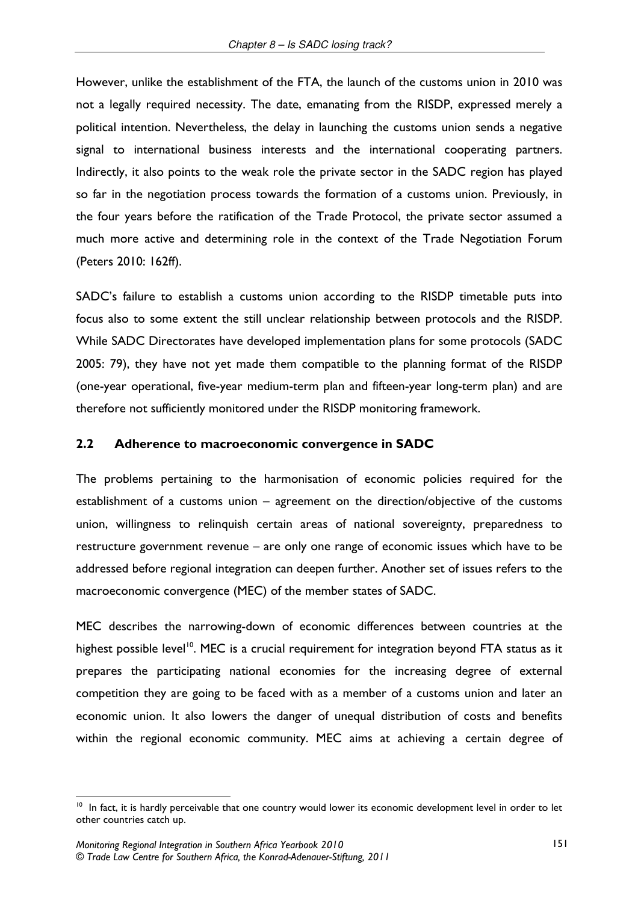However, unlike the establishment of the FTA, the launch of the customs union in 2010 was not a legally required necessity. The date, emanating from the RISDP, expressed merely a political intention. Nevertheless, the delay in launching the customs union sends a negative signal to international business interests and the international cooperating partners. Indirectly, it also points to the weak role the private sector in the SADC region has played so far in the negotiation process towards the formation of a customs union. Previously, in the four years before the ratification of the Trade Protocol, the private sector assumed a much more active and determining role in the context of the Trade Negotiation Forum (Peters 2010: 162ff).

SADC's failure to establish a customs union according to the RISDP timetable puts into focus also to some extent the still unclear relationship between protocols and the RISDP. While SADC Directorates have developed implementation plans for some protocols (SADC 2005: 79), they have not yet made them compatible to the planning format of the RISDP (one-year operational, five-year medium-term plan and fifteen-year long-term plan) and are therefore not sufficiently monitored under the RISDP monitoring framework.

## 2.2 Adherence to macroeconomic convergence in SADC

The problems pertaining to the harmonisation of economic policies required for the establishment of a customs union – agreement on the direction/objective of the customs union, willingness to relinquish certain areas of national sovereignty, preparedness to restructure government revenue – are only one range of economic issues which have to be addressed before regional integration can deepen further. Another set of issues refers to the macroeconomic convergence (MEC) of the member states of SADC.

MEC describes the narrowing-down of economic differences between countries at the highest possible level[10]. MEC is a crucial requirement for integration beyond FTA status as it prepares the participating national economies for the increasing degree of external competition they are going to be faced with as a member of a customs union and later an economic union. It also lowers the danger of unequal distribution of costs and benefits within the regional economic community. MEC aims at achieving a certain degree of

[10] In fact, it is hardly perceivable that one country would lower its economic development level in order to let other countries catch up.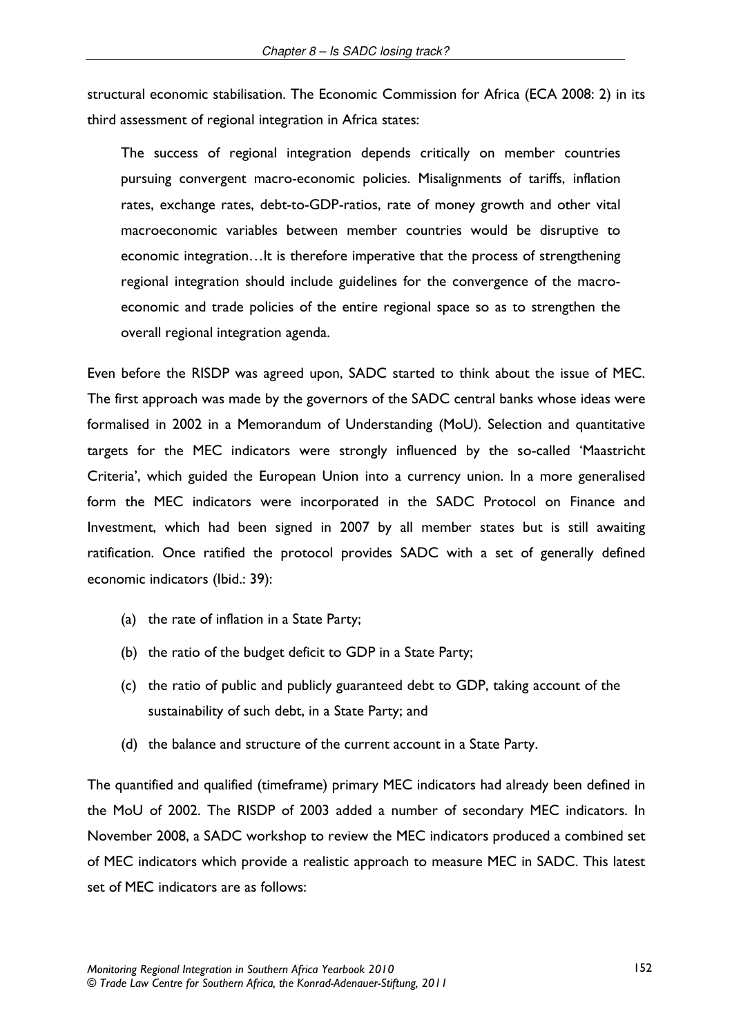structural economic stabilisation. The Economic Commission for Africa (ECA 2008: 2) in its third assessment of regional integration in Africa states:

> The success of regional integration depends critically on member countries pursuing convergent macro-economic policies. Misalignments of tariffs, inflation rates, exchange rates, debt-to-GDP-ratios, rate of money growth and other vital macroeconomic variables between member countries would be disruptive to economic integration…It is therefore imperative that the process of strengthening regional integration should include guidelines for the convergence of the macro-economic and trade policies of the entire regional space so as to strengthen the overall regional integration agenda.

Even before the RISDP was agreed upon, SADC started to think about the issue of MEC. The first approach was made by the governors of the SADC central banks whose ideas were formalised in 2002 in a Memorandum of Understanding (MoU). Selection and quantitative targets for the MEC indicators were strongly influenced by the so-called 'Maastricht Criteria', which guided the European Union into a currency union. In a more generalised form the MEC indicators were incorporated in the SADC Protocol on Finance and Investment, which had been signed in 2007 by all member states but is still awaiting ratification. Once ratified the protocol provides SADC with a set of generally defined economic indicators (Ibid.: 39):

- (a) the rate of inflation in a State Party;
- (b) the ratio of the budget deficit to GDP in a State Party;
- (c) the ratio of public and publicly guaranteed debt to GDP, taking account of the sustainability of such debt, in a State Party; and
- (d) the balance and structure of the current account in a State Party.

The quantified and qualified (timeframe) primary MEC indicators had already been defined in the MoU of 2002. The RISDP of 2003 added a number of secondary MEC indicators. In November 2008, a SADC workshop to review the MEC indicators produced a combined set of MEC indicators which provide a realistic approach to measure MEC in SADC. This latest set of MEC indicators are as follows: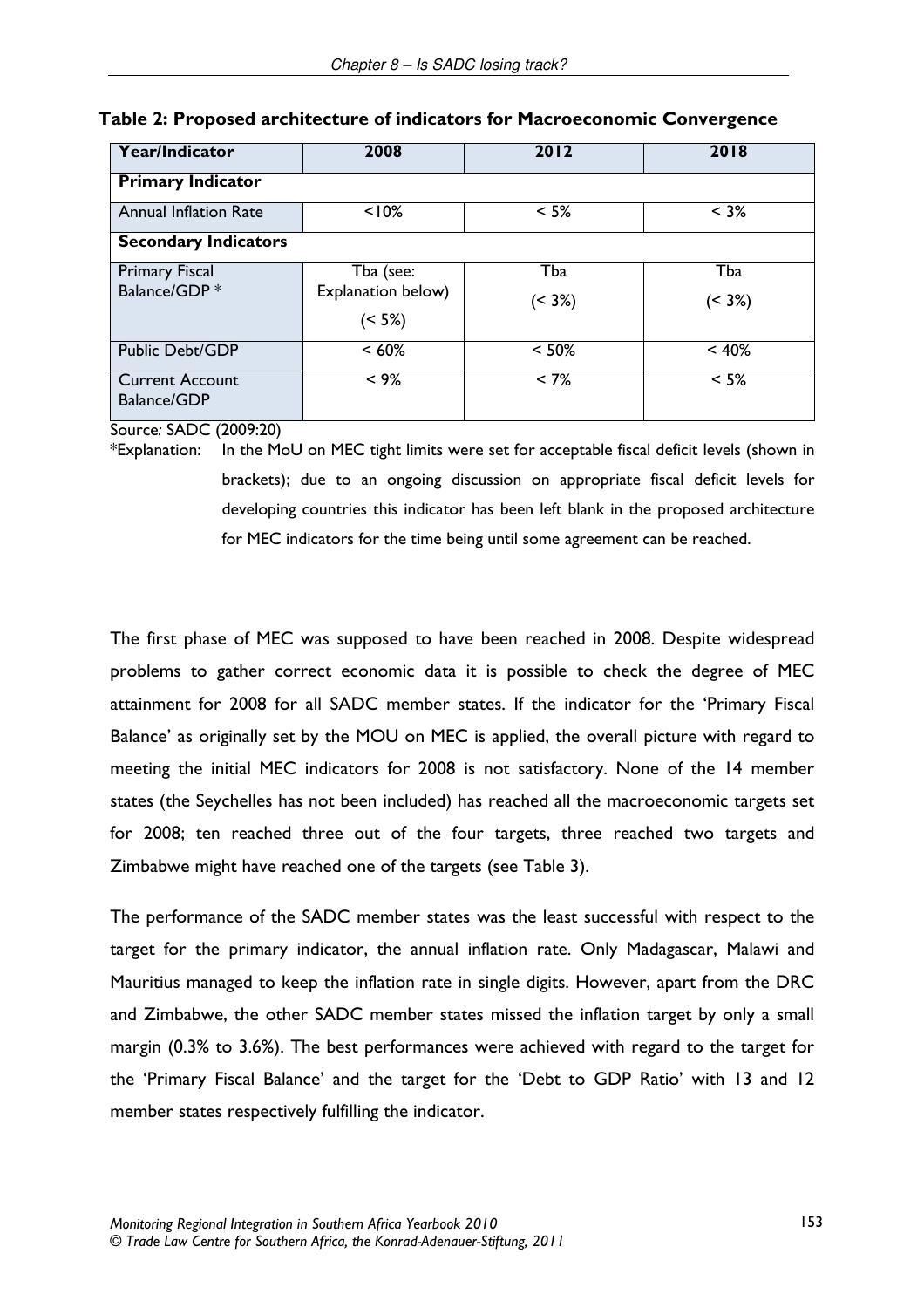**Table 2: Proposed architecture of indicators for Macroeconomic Convergence**

| Year/Indicator | 2008 | 2012 | 2018 |
|---|---|---|---|
| **Primary Indicator** | | | |
| Annual Inflation Rate | <10% | < 5% | < 3% |
| **Secondary Indicators** | | | |
| Primary Fiscal Balance/GDP * | Tba (see: Explanation below) (< 5%) | Tba (< 3%) | Tba (< 3%) |
| Public Debt/GDP | < 60% | < 50% | < 40% |
| Current Account Balance/GDP | < 9% | < 7% | < 5% |

Source: SADC (2009:20)

*Explanation: In the MoU on MEC tight limits were set for acceptable fiscal deficit levels (shown in brackets); due to an ongoing discussion on appropriate fiscal deficit levels for developing countries this indicator has been left blank in the proposed architecture for MEC indicators for the time being until some agreement can be reached.

The first phase of MEC was supposed to have been reached in 2008. Despite widespread problems to gather correct economic data it is possible to check the degree of MEC attainment for 2008 for all SADC member states. If the indicator for the 'Primary Fiscal Balance' as originally set by the MOU on MEC is applied, the overall picture with regard to meeting the initial MEC indicators for 2008 is not satisfactory. None of the 14 member states (the Seychelles has not been included) has reached all the macroeconomic targets set for 2008; ten reached three out of the four targets, three reached two targets and Zimbabwe might have reached one of the targets (see Table 3).

The performance of the SADC member states was the least successful with respect to the target for the primary indicator, the annual inflation rate. Only Madagascar, Malawi and Mauritius managed to keep the inflation rate in single digits. However, apart from the DRC and Zimbabwe, the other SADC member states missed the inflation target by only a small margin (0.3% to 3.6%). The best performances were achieved with regard to the target for the 'Primary Fiscal Balance' and the target for the 'Debt to GDP Ratio' with 13 and 12 member states respectively fulfilling the indicator.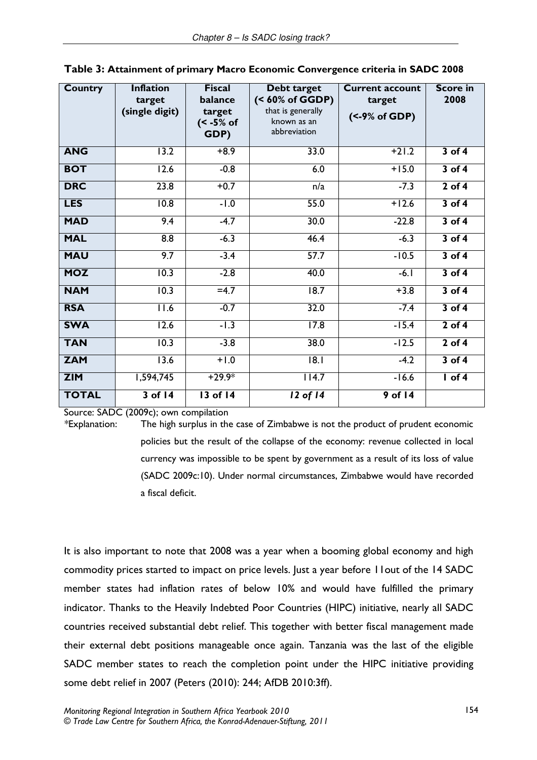**Table 3: Attainment of primary Macro Economic Convergence criteria in SADC 2008**

| Country | Inflation target (single digit) | Fiscal balance target (< -5% of GDP) | Debt target (< 60% of GGDP) that is generally known as an abbreviation | Current account target (<-9% of GDP) | Score in 2008 |
|---|---|---|---|---|---|
| **ANG** | 13.2 | +8.9 | 33.0 | +21.2 | **3 of 4** |
| **BOT** | 12.6 | -0.8 | 6.0 | +15.0 | **3 of 4** |
| **DRC** | 23.8 | +0.7 | n/a | -7.3 | **2 of 4** |
| **LES** | 10.8 | -1.0 | 55.0 | +12.6 | **3 of 4** |
| **MAD** | 9.4 | -4.7 | 30.0 | -22.8 | **3 of 4** |
| **MAL** | 8.8 | -6.3 | 46.4 | -6.3 | **3 of 4** |
| **MAU** | 9.7 | -3.4 | 57.7 | -10.5 | **3 of 4** |
| **MOZ** | 10.3 | -2.8 | 40.0 | -6.1 | **3 of 4** |
| **NAM** | 10.3 | =4.7 | 18.7 | +3.8 | **3 of 4** |
| **RSA** | 11.6 | -0.7 | 32.0 | -7.4 | **3 of 4** |
| **SWA** | 12.6 | -1.3 | 17.8 | -15.4 | **2 of 4** |
| **TAN** | 10.3 | -3.8 | 38.0 | -12.5 | **2 of 4** |
| **ZAM** | 13.6 | +1.0 | 18.1 | -4.2 | **3 of 4** |
| **ZIM** | 1,594,745 | +29.9* | 114.7 | -16.6 | **1 of 4** |
| **TOTAL** | **3 of 14** | **13 of 14** | ***12 of 14*** | **9 of 14** | |

Source: SADC (2009c); own compilation

*Explanation: The high surplus in the case of Zimbabwe is not the product of prudent economic policies but the result of the collapse of the economy: revenue collected in local currency was impossible to be spent by government as a result of its loss of value (SADC 2009c:10). Under normal circumstances, Zimbabwe would have recorded a fiscal deficit.

It is also important to note that 2008 was a year when a booming global economy and high commodity prices started to impact on price levels. Just a year before 11out of the 14 SADC member states had inflation rates of below 10% and would have fulfilled the primary indicator. Thanks to the Heavily Indebted Poor Countries (HIPC) initiative, nearly all SADC countries received substantial debt relief. This together with better fiscal management made their external debt positions manageable once again. Tanzania was the last of the eligible SADC member states to reach the completion point under the HIPC initiative providing some debt relief in 2007 (Peters (2010): 244; AfDB 2010:3ff).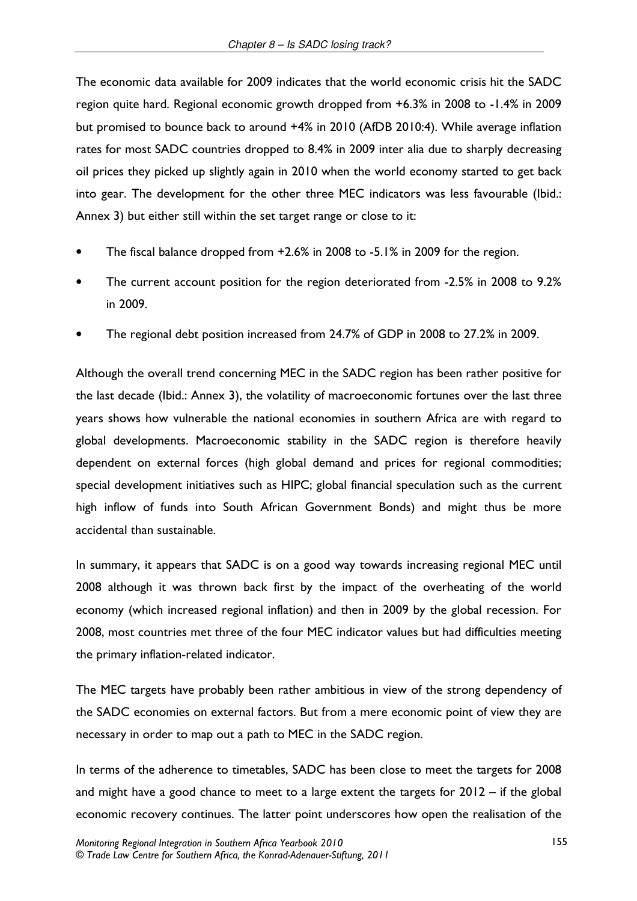The economic data available for 2009 indicates that the world economic crisis hit the SADC region quite hard. Regional economic growth dropped from +6.3% in 2008 to -1.4% in 2009 but promised to bounce back to around +4% in 2010 (AfDB 2010:4). While average inflation rates for most SADC countries dropped to 8.4% in 2009 inter alia due to sharply decreasing oil prices they picked up slightly again in 2010 when the world economy started to get back into gear. The development for the other three MEC indicators was less favourable (Ibid.: Annex 3) but either still within the set target range or close to it:

- The fiscal balance dropped from +2.6% in 2008 to -5.1% in 2009 for the region.
- The current account position for the region deteriorated from -2.5% in 2008 to 9.2% in 2009.
- The regional debt position increased from 24.7% of GDP in 2008 to 27.2% in 2009.

Although the overall trend concerning MEC in the SADC region has been rather positive for the last decade (Ibid.: Annex 3), the volatility of macroeconomic fortunes over the last three years shows how vulnerable the national economies in southern Africa are with regard to global developments. Macroeconomic stability in the SADC region is therefore heavily dependent on external forces (high global demand and prices for regional commodities; special development initiatives such as HIPC; global financial speculation such as the current high inflow of funds into South African Government Bonds) and might thus be more accidental than sustainable.

In summary, it appears that SADC is on a good way towards increasing regional MEC until 2008 although it was thrown back first by the impact of the overheating of the world economy (which increased regional inflation) and then in 2009 by the global recession. For 2008, most countries met three of the four MEC indicator values but had difficulties meeting the primary inflation-related indicator.

The MEC targets have probably been rather ambitious in view of the strong dependency of the SADC economies on external factors. But from a mere economic point of view they are necessary in order to map out a path to MEC in the SADC region.

In terms of the adherence to timetables, SADC has been close to meet the targets for 2008 and might have a good chance to meet to a large extent the targets for 2012 – if the global economic recovery continues. The latter point underscores how open the realisation of the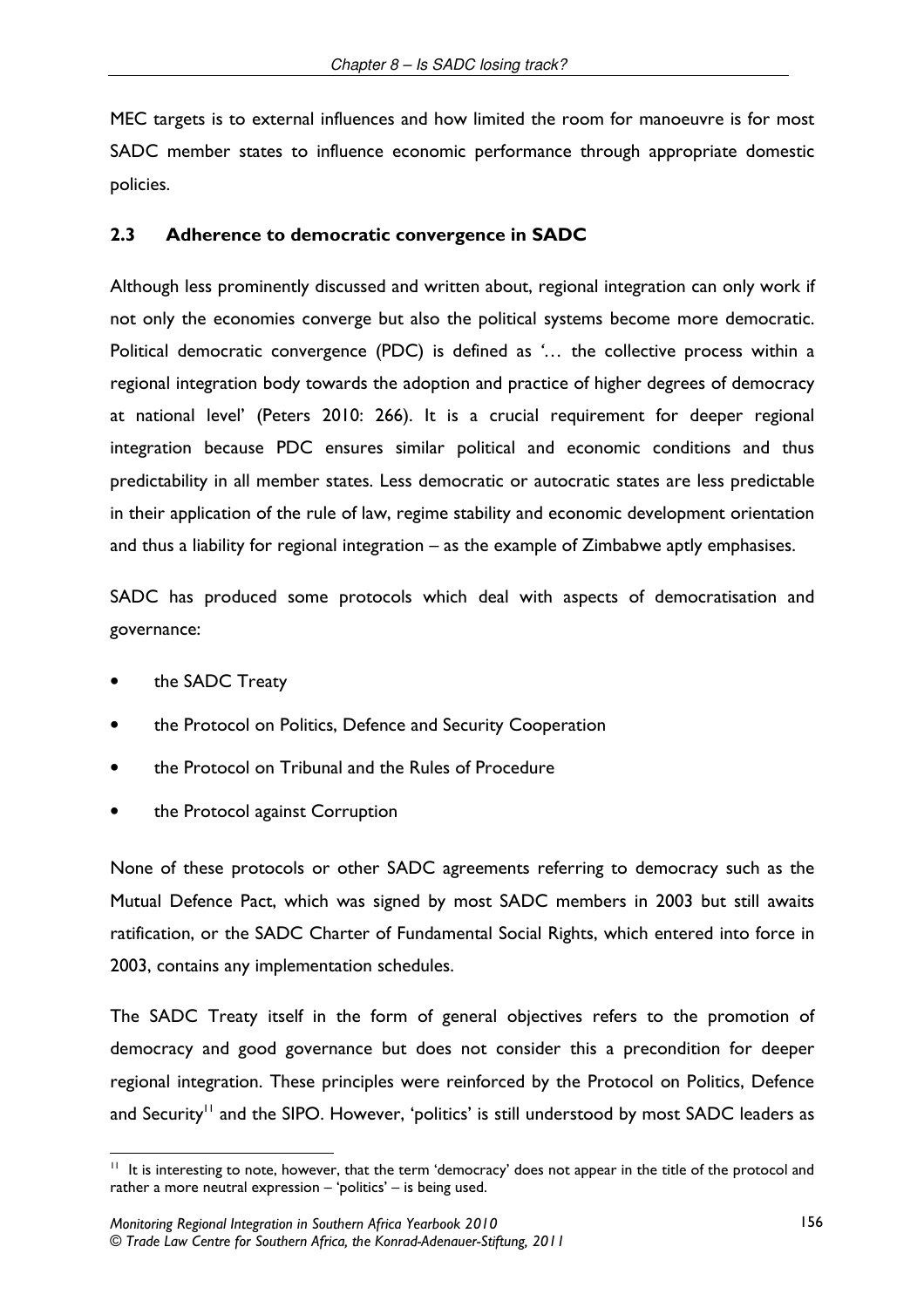MEC targets is to external influences and how limited the room for manoeuvre is for most SADC member states to influence economic performance through appropriate domestic policies.

### 2.3 Adherence to democratic convergence in SADC

Although less prominently discussed and written about, regional integration can only work if not only the economies converge but also the political systems become more democratic. Political democratic convergence (PDC) is defined as '… the collective process within a regional integration body towards the adoption and practice of higher degrees of democracy at national level' (Peters 2010: 266). It is a crucial requirement for deeper regional integration because PDC ensures similar political and economic conditions and thus predictability in all member states. Less democratic or autocratic states are less predictable in their application of the rule of law, regime stability and economic development orientation and thus a liability for regional integration – as the example of Zimbabwe aptly emphasises.

SADC has produced some protocols which deal with aspects of democratisation and governance:

- the SADC Treaty
- the Protocol on Politics, Defence and Security Cooperation
- the Protocol on Tribunal and the Rules of Procedure
- the Protocol against Corruption

None of these protocols or other SADC agreements referring to democracy such as the Mutual Defence Pact, which was signed by most SADC members in 2003 but still awaits ratification, or the SADC Charter of Fundamental Social Rights, which entered into force in 2003, contains any implementation schedules.

The SADC Treaty itself in the form of general objectives refers to the promotion of democracy and good governance but does not consider this a precondition for deeper regional integration. These principles were reinforced by the Protocol on Politics, Defence and Security[11] and the SIPO. However, 'politics' is still understood by most SADC leaders as

[11] It is interesting to note, however, that the term 'democracy' does not appear in the title of the protocol and rather a more neutral expression – 'politics' – is being used.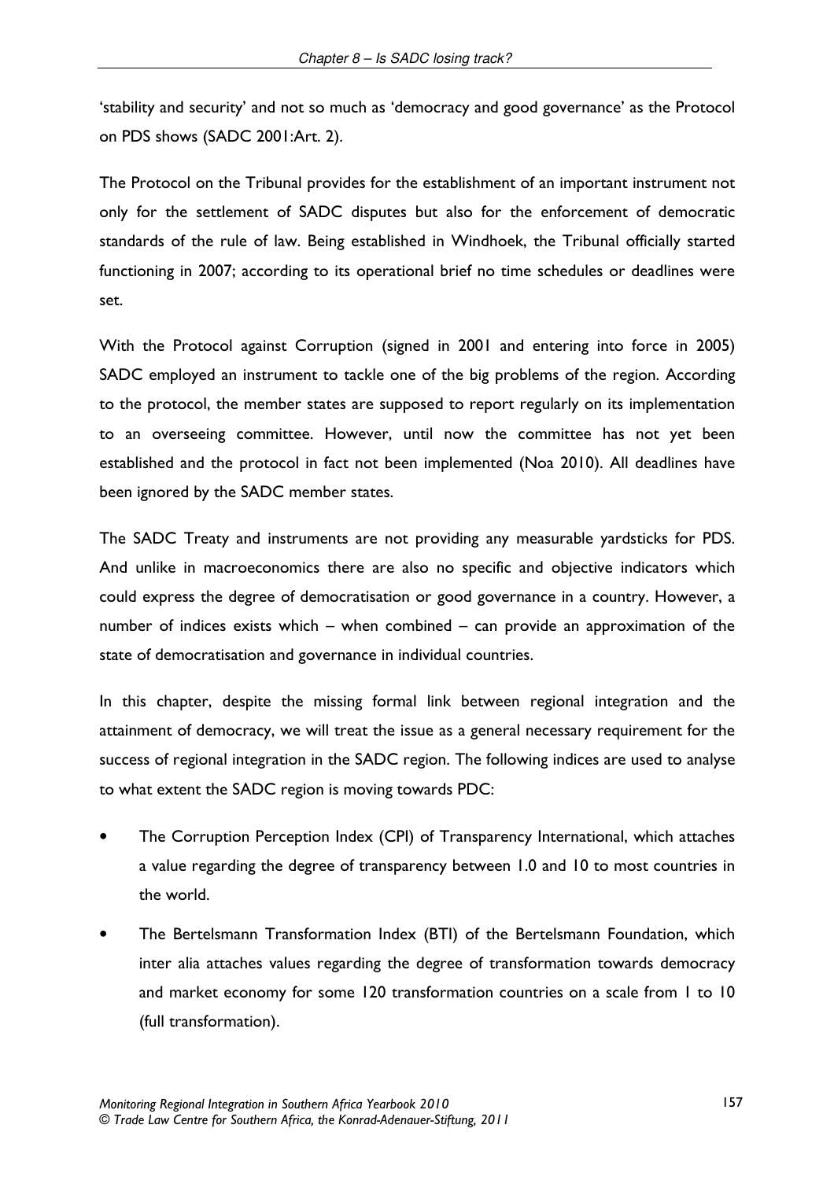'stability and security' and not so much as 'democracy and good governance' as the Protocol on PDS shows (SADC 2001:Art. 2).

The Protocol on the Tribunal provides for the establishment of an important instrument not only for the settlement of SADC disputes but also for the enforcement of democratic standards of the rule of law. Being established in Windhoek, the Tribunal officially started functioning in 2007; according to its operational brief no time schedules or deadlines were set.

With the Protocol against Corruption (signed in 2001 and entering into force in 2005) SADC employed an instrument to tackle one of the big problems of the region. According to the protocol, the member states are supposed to report regularly on its implementation to an overseeing committee. However, until now the committee has not yet been established and the protocol in fact not been implemented (Noa 2010). All deadlines have been ignored by the SADC member states.

The SADC Treaty and instruments are not providing any measurable yardsticks for PDS. And unlike in macroeconomics there are also no specific and objective indicators which could express the degree of democratisation or good governance in a country. However, a number of indices exists which – when combined – can provide an approximation of the state of democratisation and governance in individual countries.

In this chapter, despite the missing formal link between regional integration and the attainment of democracy, we will treat the issue as a general necessary requirement for the success of regional integration in the SADC region. The following indices are used to analyse to what extent the SADC region is moving towards PDC:

- The Corruption Perception Index (CPI) of Transparency International, which attaches a value regarding the degree of transparency between 1.0 and 10 to most countries in the world.
- The Bertelsmann Transformation Index (BTI) of the Bertelsmann Foundation, which inter alia attaches values regarding the degree of transformation towards democracy and market economy for some 120 transformation countries on a scale from 1 to 10 (full transformation).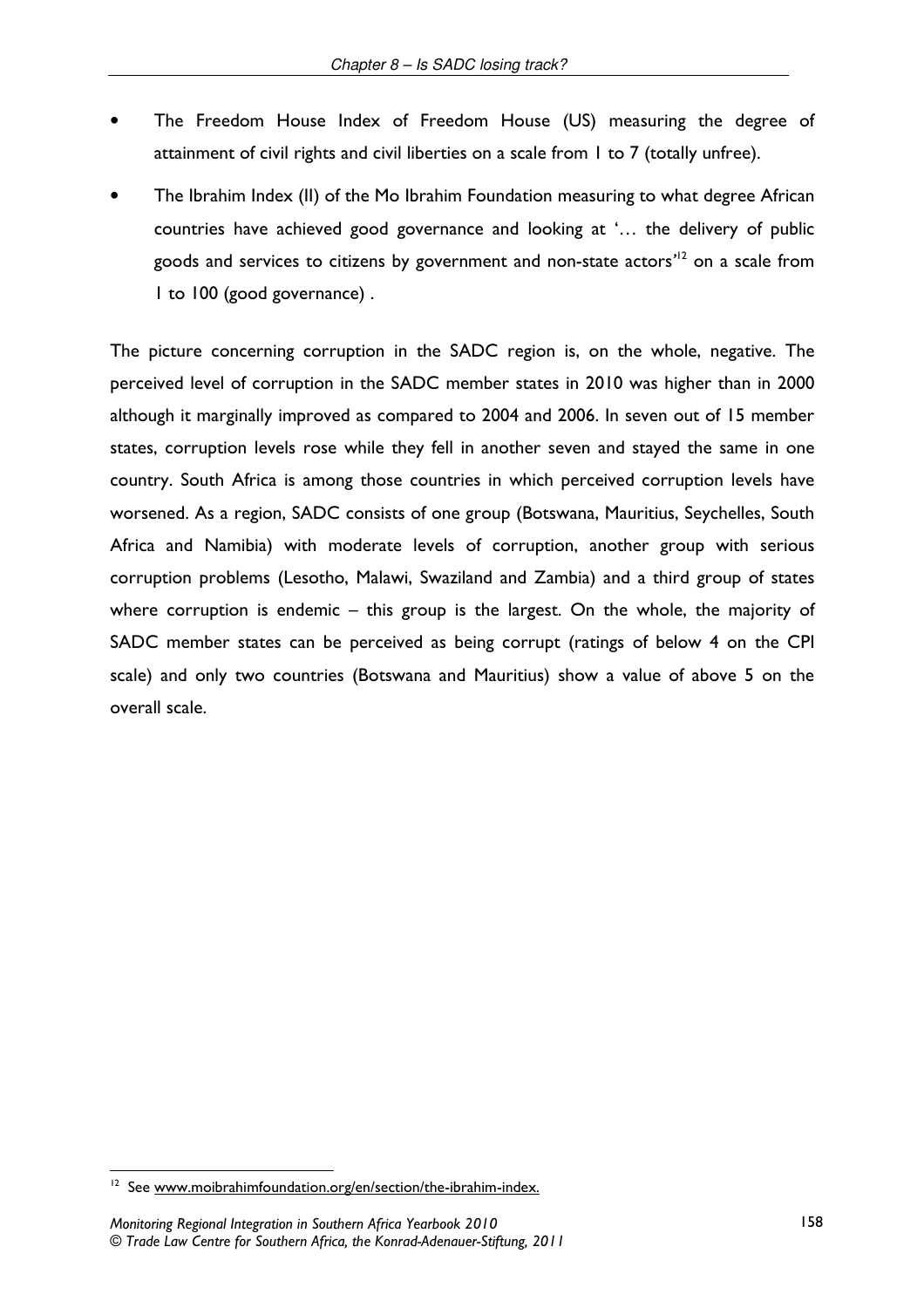- The Freedom House Index of Freedom House (US) measuring the degree of attainment of civil rights and civil liberties on a scale from 1 to 7 (totally unfree).
- The Ibrahim Index (II) of the Mo Ibrahim Foundation measuring to what degree African countries have achieved good governance and looking at '… the delivery of public goods and services to citizens by government and non-state actors'[12] on a scale from 1 to 100 (good governance) .

The picture concerning corruption in the SADC region is, on the whole, negative. The perceived level of corruption in the SADC member states in 2010 was higher than in 2000 although it marginally improved as compared to 2004 and 2006. In seven out of 15 member states, corruption levels rose while they fell in another seven and stayed the same in one country. South Africa is among those countries in which perceived corruption levels have worsened. As a region, SADC consists of one group (Botswana, Mauritius, Seychelles, South Africa and Namibia) with moderate levels of corruption, another group with serious corruption problems (Lesotho, Malawi, Swaziland and Zambia) and a third group of states where corruption is endemic – this group is the largest. On the whole, the majority of SADC member states can be perceived as being corrupt (ratings of below 4 on the CPI scale) and only two countries (Botswana and Mauritius) show a value of above 5 on the overall scale.

[12] See www.moibrahimfoundation.org/en/section/the-ibrahim-index.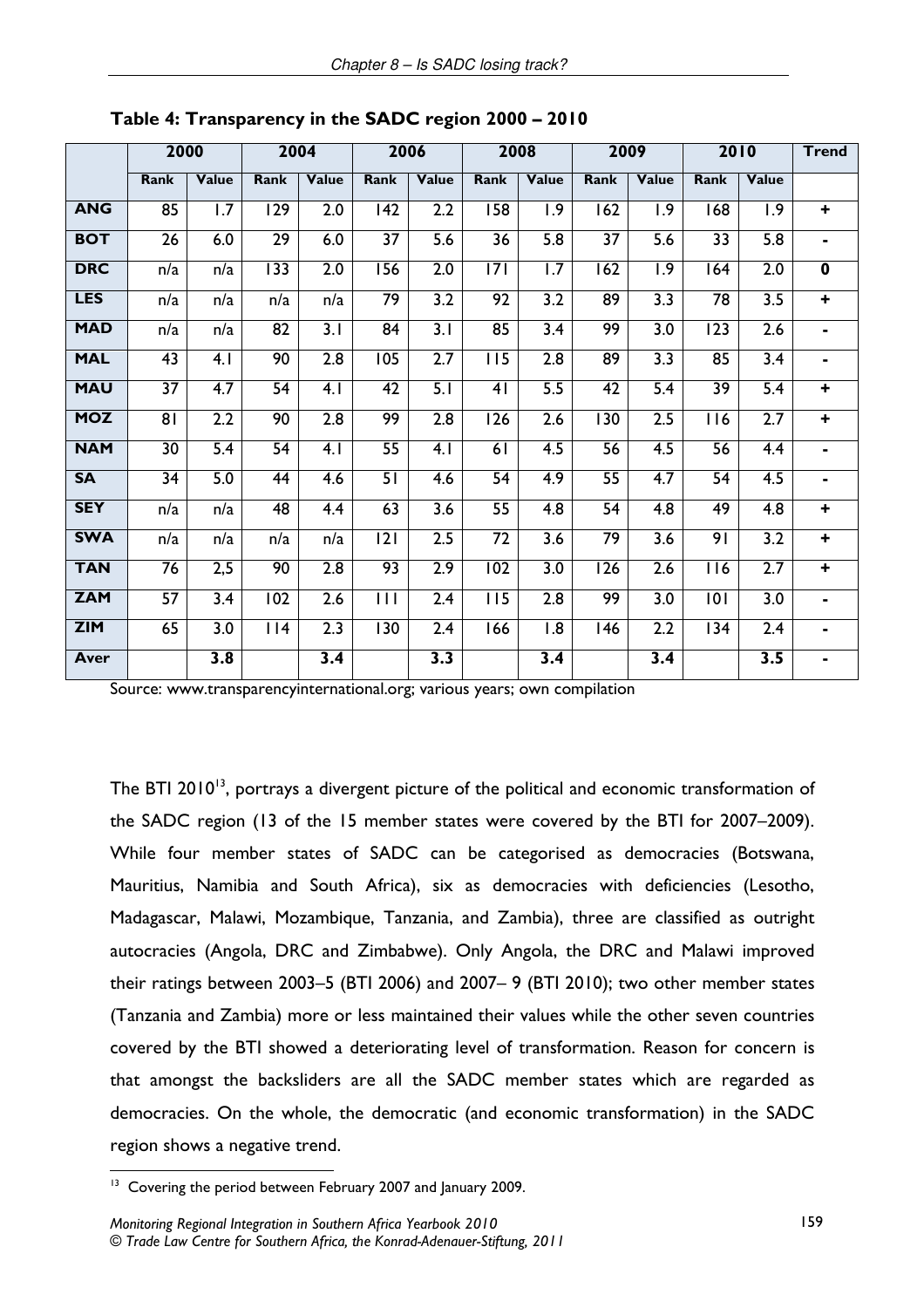**Table 4: Transparency in the SADC region 2000 – 2010**

| | 2000 | | 2004 | | 2006 | | 2008 | | 2009 | | 2010 | | Trend |
|---|---|---|---|---|---|---|---|---|---|---|---|---|---|
| | Rank | Value | Rank | Value | Rank | Value | Rank | Value | Rank | Value | Rank | Value | |
| **ANG** | 85 | 1.7 | 129 | 2.0 | 142 | 2.2 | 158 | 1.9 | 162 | 1.9 | 168 | 1.9 | + |
| **BOT** | 26 | 6.0 | 29 | 6.0 | 37 | 5.6 | 36 | 5.8 | 37 | 5.6 | 33 | 5.8 | - |
| **DRC** | n/a | n/a | 133 | 2.0 | 156 | 2.0 | 171 | 1.7 | 162 | 1.9 | 164 | 2.0 | 0 |
| **LES** | n/a | n/a | n/a | n/a | 79 | 3.2 | 92 | 3.2 | 89 | 3.3 | 78 | 3.5 | + |
| **MAD** | n/a | n/a | 82 | 3.1 | 84 | 3.1 | 85 | 3.4 | 99 | 3.0 | 123 | 2.6 | - |
| **MAL** | 43 | 4.1 | 90 | 2.8 | 105 | 2.7 | 115 | 2.8 | 89 | 3.3 | 85 | 3.4 | - |
| **MAU** | 37 | 4.7 | 54 | 4.1 | 42 | 5.1 | 41 | 5.5 | 42 | 5.4 | 39 | 5.4 | + |
| **MOZ** | 81 | 2.2 | 90 | 2.8 | 99 | 2.8 | 126 | 2.6 | 130 | 2.5 | 116 | 2.7 | + |
| **NAM** | 30 | 5.4 | 54 | 4.1 | 55 | 4.1 | 61 | 4.5 | 56 | 4.5 | 56 | 4.4 | - |
| **SA** | 34 | 5.0 | 44 | 4.6 | 51 | 4.6 | 54 | 4.9 | 55 | 4.7 | 54 | 4.5 | - |
| **SEY** | n/a | n/a | 48 | 4.4 | 63 | 3.6 | 55 | 4.8 | 54 | 4.8 | 49 | 4.8 | + |
| **SWA** | n/a | n/a | n/a | n/a | 121 | 2.5 | 72 | 3.6 | 79 | 3.6 | 91 | 3.2 | + |
| **TAN** | 76 | 2,5 | 90 | 2.8 | 93 | 2.9 | 102 | 3.0 | 126 | 2.6 | 116 | 2.7 | + |
| **ZAM** | 57 | 3.4 | 102 | 2.6 | 111 | 2.4 | 115 | 2.8 | 99 | 3.0 | 101 | 3.0 | - |
| **ZIM** | 65 | 3.0 | 114 | 2.3 | 130 | 2.4 | 166 | 1.8 | 146 | 2.2 | 134 | 2.4 | - |
| **Aver** | | **3.8** | | **3.4** | | **3.3** | | **3.4** | | **3.4** | | **3.5** | - |

Source: www.transparencyinternational.org; various years; own compilation

The BTI 2010[13], portrays a divergent picture of the political and economic transformation of the SADC region (13 of the 15 member states were covered by the BTI for 2007–2009). While four member states of SADC can be categorised as democracies (Botswana, Mauritius, Namibia and South Africa), six as democracies with deficiencies (Lesotho, Madagascar, Malawi, Mozambique, Tanzania, and Zambia), three are classified as outright autocracies (Angola, DRC and Zimbabwe). Only Angola, the DRC and Malawi improved their ratings between 2003–5 (BTI 2006) and 2007– 9 (BTI 2010); two other member states (Tanzania and Zambia) more or less maintained their values while the other seven countries covered by the BTI showed a deteriorating level of transformation. Reason for concern is that amongst the backsliders are all the SADC member states which are regarded as democracies. On the whole, the democratic (and economic transformation) in the SADC region shows a negative trend.

[13] Covering the period between February 2007 and January 2009.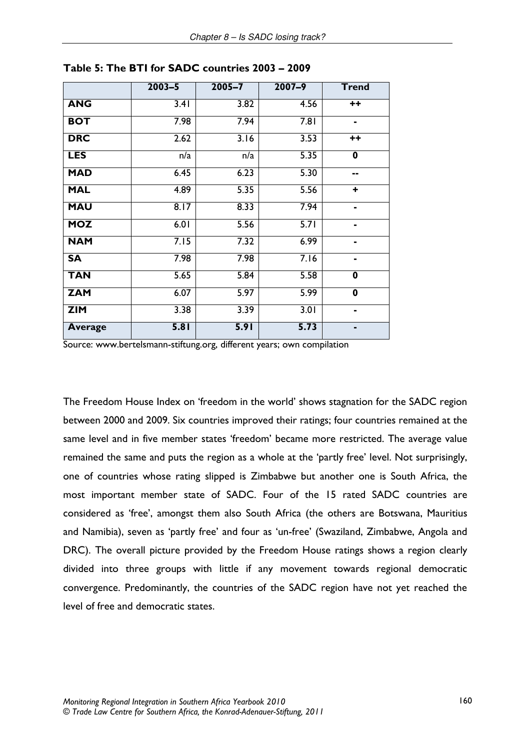**Table 5: The BTI for SADC countries 2003 – 2009**

| | 2003–5 | 2005–7 | 2007–9 | Trend |
|---|---|---|---|---|
| **ANG** | 3.41 | 3.82 | 4.56 | **++** |
| **BOT** | 7.98 | 7.94 | 7.81 | **-** |
| **DRC** | 2.62 | 3.16 | 3.53 | **++** |
| **LES** | n/a | n/a | 5.35 | **0** |
| **MAD** | 6.45 | 6.23 | 5.30 | **--** |
| **MAL** | 4.89 | 5.35 | 5.56 | **+** |
| **MAU** | 8.17 | 8.33 | 7.94 | **-** |
| **MOZ** | 6.01 | 5.56 | 5.71 | **-** |
| **NAM** | 7.15 | 7.32 | 6.99 | **-** |
| **SA** | 7.98 | 7.98 | 7.16 | **-** |
| **TAN** | 5.65 | 5.84 | 5.58 | **0** |
| **ZAM** | 6.07 | 5.97 | 5.99 | **0** |
| **ZIM** | 3.38 | 3.39 | 3.01 | **-** |
| **Average** | **5.81** | **5.91** | **5.73** | **-** |

Source: www.bertelsmann-stiftung.org, different years; own compilation

The Freedom House Index on 'freedom in the world' shows stagnation for the SADC region between 2000 and 2009. Six countries improved their ratings; four countries remained at the same level and in five member states 'freedom' became more restricted. The average value remained the same and puts the region as a whole at the 'partly free' level. Not surprisingly, one of countries whose rating slipped is Zimbabwe but another one is South Africa, the most important member state of SADC. Four of the 15 rated SADC countries are considered as 'free', amongst them also South Africa (the others are Botswana, Mauritius and Namibia), seven as 'partly free' and four as 'un-free' (Swaziland, Zimbabwe, Angola and DRC). The overall picture provided by the Freedom House ratings shows a region clearly divided into three groups with little if any movement towards regional democratic convergence. Predominantly, the countries of the SADC region have not yet reached the level of free and democratic states.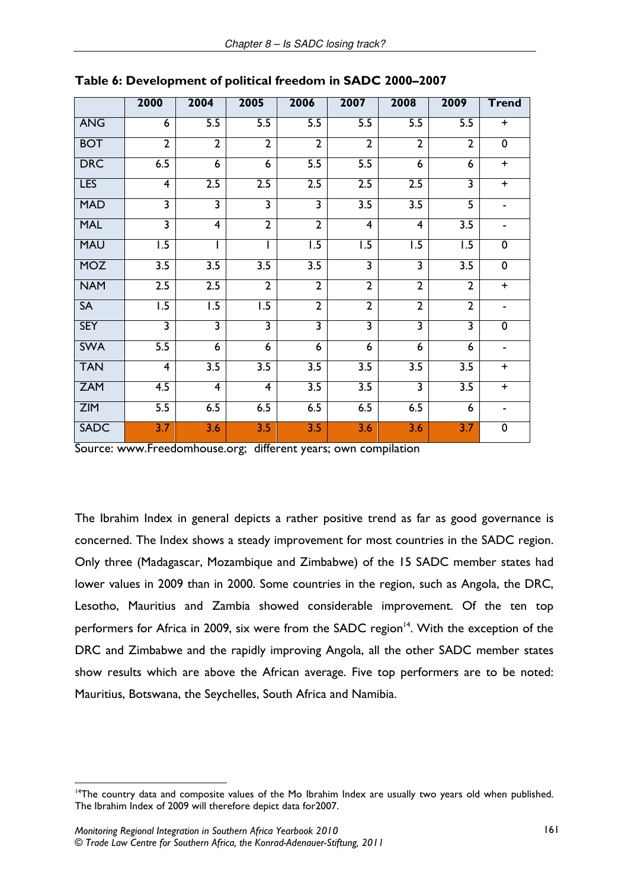**Table 6: Development of political freedom in SADC 2000–2007**

| | 2000 | 2004 | 2005 | 2006 | 2007 | 2008 | 2009 | Trend |
|---|---|---|---|---|---|---|---|---|
| ANG | 6 | 5.5 | 5.5 | 5.5 | 5.5 | 5.5 | 5.5 | + |
| BOT | 2 | 2 | 2 | 2 | 2 | 2 | 2 | 0 |
| DRC | 6.5 | 6 | 6 | 5.5 | 5.5 | 6 | 6 | + |
| LES | 4 | 2.5 | 2.5 | 2.5 | 2.5 | 2.5 | 3 | + |
| MAD | 3 | 3 | 3 | 3 | 3.5 | 3.5 | 5 | - |
| MAL | 3 | 4 | 2 | 2 | 4 | 4 | 3.5 | - |
| MAU | 1.5 | 1 | 1 | 1.5 | 1.5 | 1.5 | 1.5 | 0 |
| MOZ | 3.5 | 3.5 | 3.5 | 3.5 | 3 | 3 | 3.5 | 0 |
| NAM | 2.5 | 2.5 | 2 | 2 | 2 | 2 | 2 | + |
| SA | 1.5 | 1.5 | 1.5 | 2 | 2 | 2 | 2 | - |
| SEY | 3 | 3 | 3 | 3 | 3 | 3 | 3 | 0 |
| SWA | 5.5 | 6 | 6 | 6 | 6 | 6 | 6 | - |
| TAN | 4 | 3.5 | 3.5 | 3.5 | 3.5 | 3.5 | 3.5 | + |
| ZAM | 4.5 | 4 | 4 | 3.5 | 3.5 | 3 | 3.5 | + |
| ZIM | 5.5 | 6.5 | 6.5 | 6.5 | 6.5 | 6.5 | 6 | - |
| SADC | 3.7 | 3.6 | 3.5 | 3.5 | 3.6 | 3.6 | 3.7 | 0 |

Source: www.Freedomhouse.org; different years; own compilation

The Ibrahim Index in general depicts a rather positive trend as far as good governance is concerned. The Index shows a steady improvement for most countries in the SADC region. Only three (Madagascar, Mozambique and Zimbabwe) of the 15 SADC member states had lower values in 2009 than in 2000. Some countries in the region, such as Angola, the DRC, Lesotho, Mauritius and Zambia showed considerable improvement. Of the ten top performers for Africa in 2009, six were from the SADC region[14]. With the exception of the DRC and Zimbabwe and the rapidly improving Angola, all the other SADC member states show results which are above the African average. Five top performers are to be noted: Mauritius, Botswana, the Seychelles, South Africa and Namibia.

[14]The country data and composite values of the Mo Ibrahim Index are usually two years old when published. The Ibrahim Index of 2009 will therefore depict data for2007.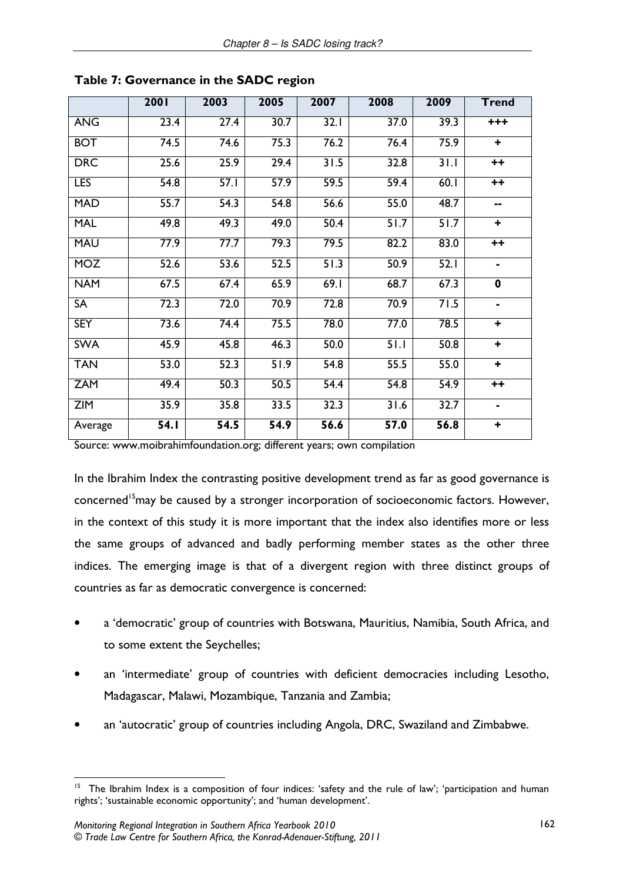**Table 7: Governance in the SADC region**

| | 2001 | 2003 | 2005 | 2007 | 2008 | 2009 | Trend |
|---|---|---|---|---|---|---|---|
| ANG | 23.4 | 27.4 | 30.7 | 32.1 | 37.0 | 39.3 | **+++** |
| BOT | 74.5 | 74.6 | 75.3 | 76.2 | 76.4 | 75.9 | **+** |
| DRC | 25.6 | 25.9 | 29.4 | 31.5 | 32.8 | 31.1 | **++** |
| LES | 54.8 | 57.1 | 57.9 | 59.5 | 59.4 | 60.1 | **++** |
| MAD | 55.7 | 54.3 | 54.8 | 56.6 | 55.0 | 48.7 | **--** |
| MAL | 49.8 | 49.3 | 49.0 | 50.4 | 51.7 | 51.7 | **+** |
| MAU | 77.9 | 77.7 | 79.3 | 79.5 | 82.2 | 83.0 | **++** |
| MOZ | 52.6 | 53.6 | 52.5 | 51.3 | 50.9 | 52.1 | **-** |
| NAM | 67.5 | 67.4 | 65.9 | 69.1 | 68.7 | 67.3 | **0** |
| SA | 72.3 | 72.0 | 70.9 | 72.8 | 70.9 | 71.5 | **-** |
| SEY | 73.6 | 74.4 | 75.5 | 78.0 | 77.0 | 78.5 | **+** |
| SWA | 45.9 | 45.8 | 46.3 | 50.0 | 51.1 | 50.8 | **+** |
| TAN | 53.0 | 52.3 | 51.9 | 54.8 | 55.5 | 55.0 | **+** |
| ZAM | 49.4 | 50.3 | 50.5 | 54.4 | 54.8 | 54.9 | **++** |
| ZIM | 35.9 | 35.8 | 33.5 | 32.3 | 31.6 | 32.7 | **-** |
| Average | **54.1** | **54.5** | **54.9** | **56.6** | **57.0** | **56.8** | **+** |

Source: www.moibrahimfoundation.org; different years; own compilation

In the Ibrahim Index the contrasting positive development trend as far as good governance is concerned[15] may be caused by a stronger incorporation of socioeconomic factors. However, in the context of this study it is more important that the index also identifies more or less the same groups of advanced and badly performing member states as the other three indices. The emerging image is that of a divergent region with three distinct groups of countries as far as democratic convergence is concerned:

- a 'democratic' group of countries with Botswana, Mauritius, Namibia, South Africa, and to some extent the Seychelles;
- an 'intermediate' group of countries with deficient democracies including Lesotho, Madagascar, Malawi, Mozambique, Tanzania and Zambia;
- an 'autocratic' group of countries including Angola, DRC, Swaziland and Zimbabwe.

[15] The Ibrahim Index is a composition of four indices: 'safety and the rule of law'; 'participation and human rights'; 'sustainable economic opportunity'; and 'human development'.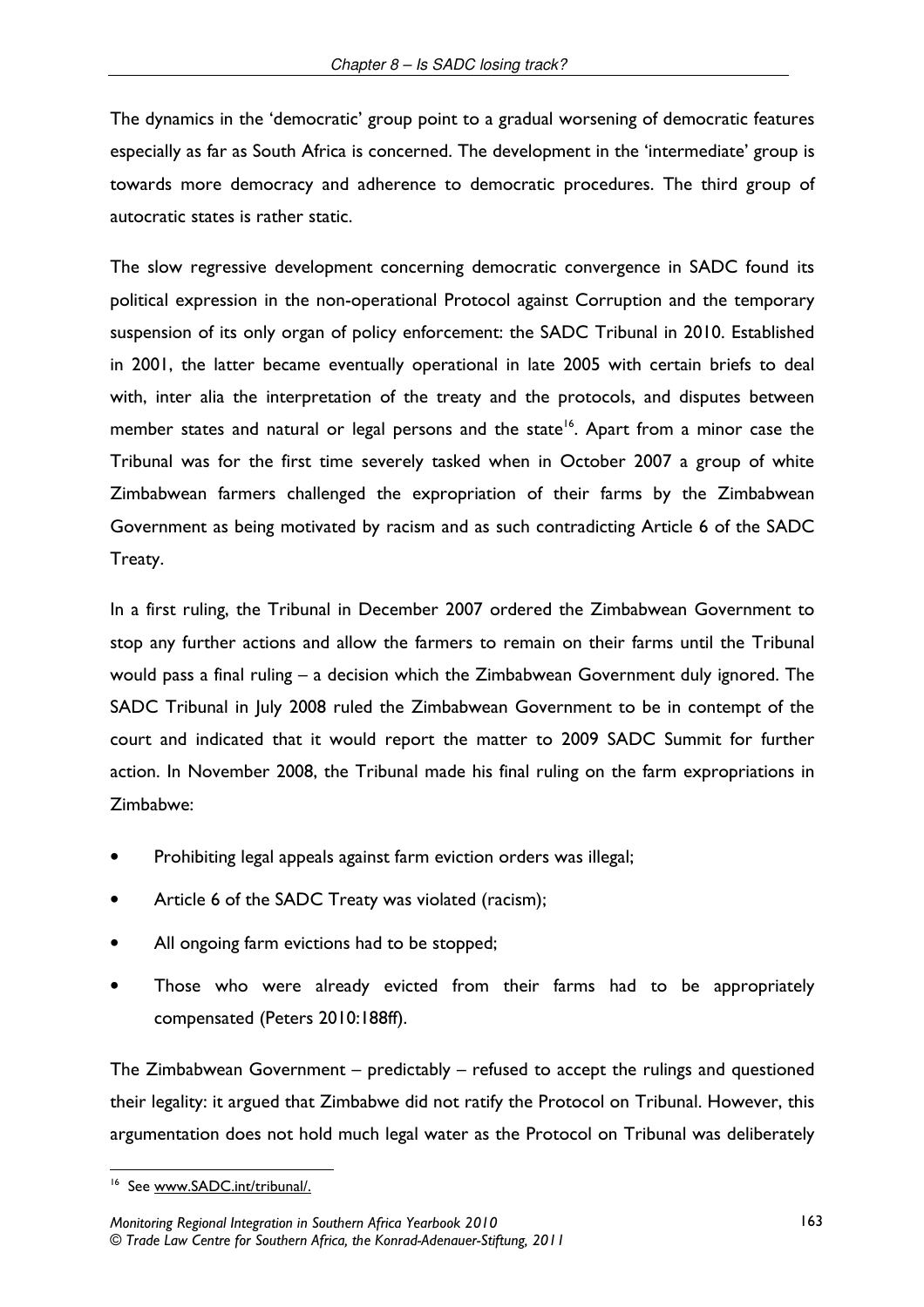The dynamics in the 'democratic' group point to a gradual worsening of democratic features especially as far as South Africa is concerned. The development in the 'intermediate' group is towards more democracy and adherence to democratic procedures. The third group of autocratic states is rather static.

The slow regressive development concerning democratic convergence in SADC found its political expression in the non-operational Protocol against Corruption and the temporary suspension of its only organ of policy enforcement: the SADC Tribunal in 2010. Established in 2001, the latter became eventually operational in late 2005 with certain briefs to deal with, inter alia the interpretation of the treaty and the protocols, and disputes between member states and natural or legal persons and the state[16]. Apart from a minor case the Tribunal was for the first time severely tasked when in October 2007 a group of white Zimbabwean farmers challenged the expropriation of their farms by the Zimbabwean Government as being motivated by racism and as such contradicting Article 6 of the SADC Treaty.

In a first ruling, the Tribunal in December 2007 ordered the Zimbabwean Government to stop any further actions and allow the farmers to remain on their farms until the Tribunal would pass a final ruling – a decision which the Zimbabwean Government duly ignored. The SADC Tribunal in July 2008 ruled the Zimbabwean Government to be in contempt of the court and indicated that it would report the matter to 2009 SADC Summit for further action. In November 2008, the Tribunal made his final ruling on the farm expropriations in Zimbabwe:

- Prohibiting legal appeals against farm eviction orders was illegal;
- Article 6 of the SADC Treaty was violated (racism);
- All ongoing farm evictions had to be stopped;
- Those who were already evicted from their farms had to be appropriately compensated (Peters 2010:188ff).

The Zimbabwean Government – predictably – refused to accept the rulings and questioned their legality: it argued that Zimbabwe did not ratify the Protocol on Tribunal. However, this argumentation does not hold much legal water as the Protocol on Tribunal was deliberately

[16] See www.SADC.int/tribunal/.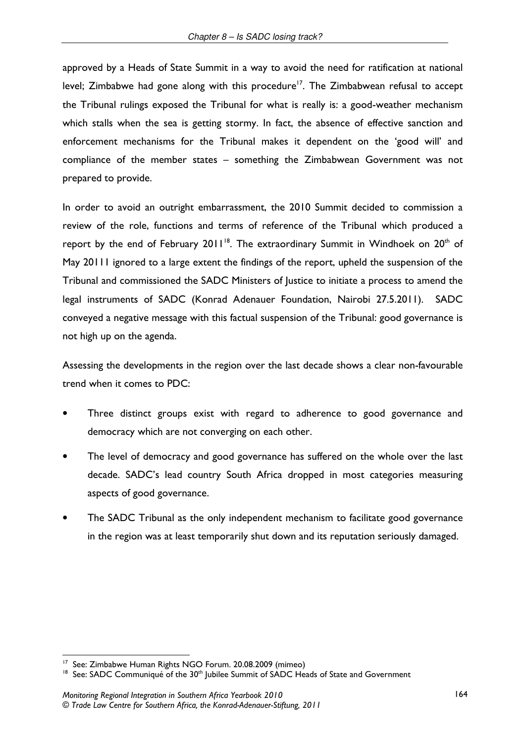approved by a Heads of State Summit in a way to avoid the need for ratification at national level; Zimbabwe had gone along with this procedure[17]. The Zimbabwean refusal to accept the Tribunal rulings exposed the Tribunal for what is really is: a good-weather mechanism which stalls when the sea is getting stormy. In fact, the absence of effective sanction and enforcement mechanisms for the Tribunal makes it dependent on the 'good will' and compliance of the member states – something the Zimbabwean Government was not prepared to provide.

In order to avoid an outright embarrassment, the 2010 Summit decided to commission a review of the role, functions and terms of reference of the Tribunal which produced a report by the end of February 2011[18]. The extraordinary Summit in Windhoek on 20th of May 20111 ignored to a large extent the findings of the report, upheld the suspension of the Tribunal and commissioned the SADC Ministers of Justice to initiate a process to amend the legal instruments of SADC (Konrad Adenauer Foundation, Nairobi 27.5.2011). SADC conveyed a negative message with this factual suspension of the Tribunal: good governance is not high up on the agenda.

Assessing the developments in the region over the last decade shows a clear non-favourable trend when it comes to PDC:

- Three distinct groups exist with regard to adherence to good governance and democracy which are not converging on each other.
- The level of democracy and good governance has suffered on the whole over the last decade. SADC's lead country South Africa dropped in most categories measuring aspects of good governance.
- The SADC Tribunal as the only independent mechanism to facilitate good governance in the region was at least temporarily shut down and its reputation seriously damaged.

---

[17] See: Zimbabwe Human Rights NGO Forum. 20.08.2009 (mimeo)

[18] See: SADC Communiqué of the 30th Jubilee Summit of SADC Heads of State and Government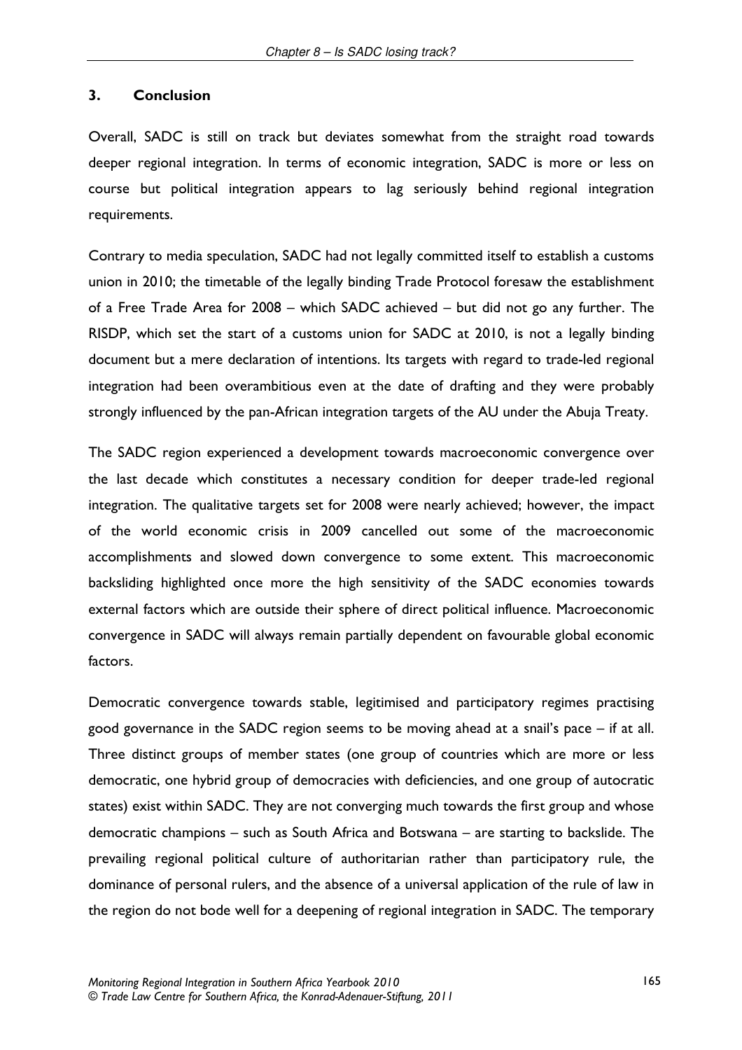## 3. Conclusion

Overall, SADC is still on track but deviates somewhat from the straight road towards deeper regional integration. In terms of economic integration, SADC is more or less on course but political integration appears to lag seriously behind regional integration requirements.

Contrary to media speculation, SADC had not legally committed itself to establish a customs union in 2010; the timetable of the legally binding Trade Protocol foresaw the establishment of a Free Trade Area for 2008 – which SADC achieved – but did not go any further. The RISDP, which set the start of a customs union for SADC at 2010, is not a legally binding document but a mere declaration of intentions. Its targets with regard to trade-led regional integration had been overambitious even at the date of drafting and they were probably strongly influenced by the pan-African integration targets of the AU under the Abuja Treaty.

The SADC region experienced a development towards macroeconomic convergence over the last decade which constitutes a necessary condition for deeper trade-led regional integration. The qualitative targets set for 2008 were nearly achieved; however, the impact of the world economic crisis in 2009 cancelled out some of the macroeconomic accomplishments and slowed down convergence to some extent. This macroeconomic backsliding highlighted once more the high sensitivity of the SADC economies towards external factors which are outside their sphere of direct political influence. Macroeconomic convergence in SADC will always remain partially dependent on favourable global economic factors.

Democratic convergence towards stable, legitimised and participatory regimes practising good governance in the SADC region seems to be moving ahead at a snail's pace – if at all. Three distinct groups of member states (one group of countries which are more or less democratic, one hybrid group of democracies with deficiencies, and one group of autocratic states) exist within SADC. They are not converging much towards the first group and whose democratic champions – such as South Africa and Botswana – are starting to backslide. The prevailing regional political culture of authoritarian rather than participatory rule, the dominance of personal rulers, and the absence of a universal application of the rule of law in the region do not bode well for a deepening of regional integration in SADC. The temporary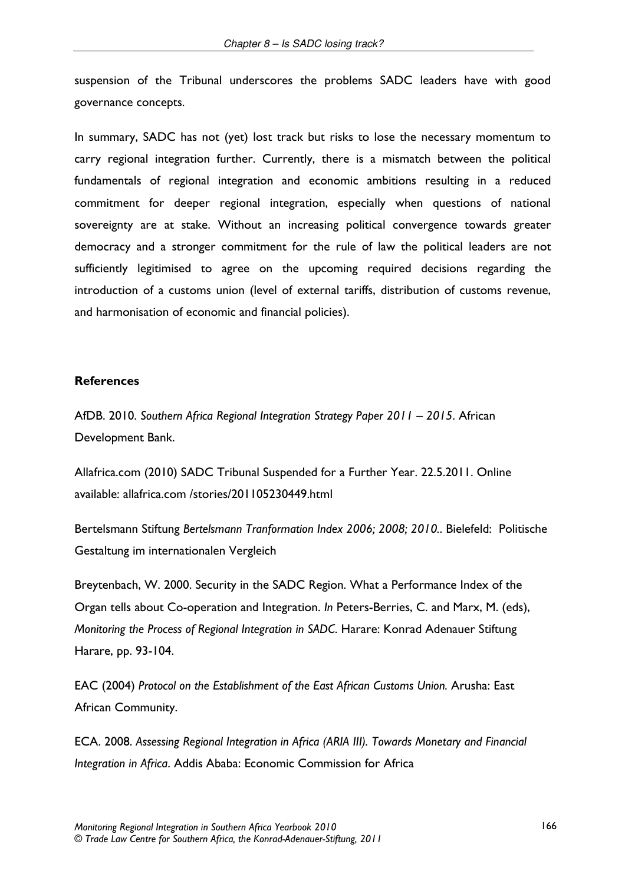suspension of the Tribunal underscores the problems SADC leaders have with good governance concepts.

In summary, SADC has not (yet) lost track but risks to lose the necessary momentum to carry regional integration further. Currently, there is a mismatch between the political fundamentals of regional integration and economic ambitions resulting in a reduced commitment for deeper regional integration, especially when questions of national sovereignty are at stake. Without an increasing political convergence towards greater democracy and a stronger commitment for the rule of law the political leaders are not sufficiently legitimised to agree on the upcoming required decisions regarding the introduction of a customs union (level of external tariffs, distribution of customs revenue, and harmonisation of economic and financial policies).

**References**

AfDB. 2010. *Southern Africa Regional Integration Strategy Paper 2011 – 2015*. African Development Bank.

Allafrica.com (2010) SADC Tribunal Suspended for a Further Year. 22.5.2011. Online available: allafrica.com /stories/201105230449.html

Bertelsmann Stiftung *Bertelsmann Tranformation Index 2006; 2008; 2010.*. Bielefeld: Politische Gestaltung im internationalen Vergleich

Breytenbach, W. 2000. Security in the SADC Region. What a Performance Index of the Organ tells about Co-operation and Integration. *In* Peters-Berries, C. and Marx, M. (eds), *Monitoring the Process of Regional Integration in SADC*. Harare: Konrad Adenauer Stiftung Harare, pp. 93-104.

EAC (2004) *Protocol on the Establishment of the East African Customs Union.* Arusha: East African Community.

ECA. 2008. *Assessing Regional Integration in Africa (ARIA III). Towards Monetary and Financial Integration in Africa*. Addis Ababa: Economic Commission for Africa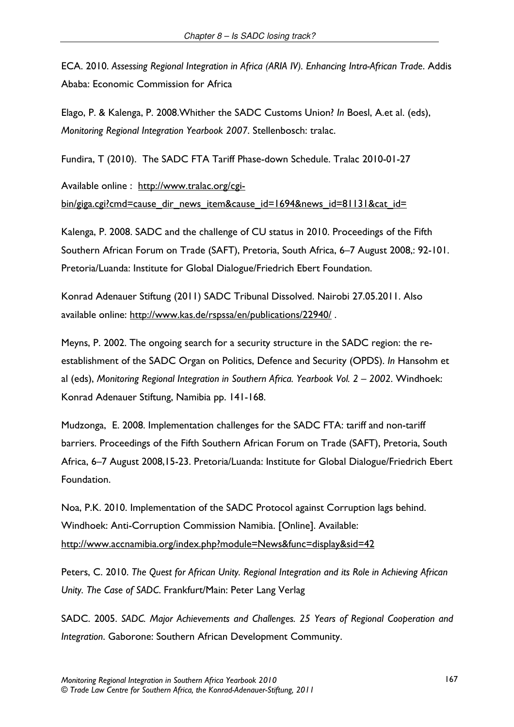ECA. 2010. *Assessing Regional Integration in Africa (ARIA IV). Enhancing Intra-African Trade*. Addis Ababa: Economic Commission for Africa

Elago, P. & Kalenga, P. 2008.Whither the SADC Customs Union? *In* Boesl, A.et al. (eds), *Monitoring Regional Integration Yearbook 2007*. Stellenbosch: tralac.

Fundira, T (2010). The SADC FTA Tariff Phase-down Schedule. Tralac 2010-01-27

Available online : http://www.tralac.org/cgi-bin/giga.cgi?cmd=cause_dir_news_item&cause_id=1694&news_id=81131&cat_id=

Kalenga, P. 2008. SADC and the challenge of CU status in 2010. Proceedings of the Fifth Southern African Forum on Trade (SAFT), Pretoria, South Africa, 6–7 August 2008,: 92-101. Pretoria/Luanda: Institute for Global Dialogue/Friedrich Ebert Foundation.

Konrad Adenauer Stiftung (2011) SADC Tribunal Dissolved. Nairobi 27.05.2011. Also available online: http://www.kas.de/rspssa/en/publications/22940/ .

Meyns, P. 2002. The ongoing search for a security structure in the SADC region: the re-establishment of the SADC Organ on Politics, Defence and Security (OPDS). *In* Hansohm et al (eds), *Monitoring Regional Integration in Southern Africa. Yearbook Vol. 2 – 2002*. Windhoek: Konrad Adenauer Stiftung, Namibia pp. 141-168.

Mudzonga, E. 2008. Implementation challenges for the SADC FTA: tariff and non-tariff barriers. Proceedings of the Fifth Southern African Forum on Trade (SAFT), Pretoria, South Africa, 6–7 August 2008,15-23. Pretoria/Luanda: Institute for Global Dialogue/Friedrich Ebert Foundation.

Noa, P.K. 2010. Implementation of the SADC Protocol against Corruption lags behind. Windhoek: Anti-Corruption Commission Namibia. [Online]. Available: http://www.accnamibia.org/index.php?module=News&func=display&sid=42

Peters, C. 2010. *The Quest for African Unity. Regional Integration and its Role in Achieving African Unity. The Case of SADC*. Frankfurt/Main: Peter Lang Verlag

SADC. 2005. *SADC. Major Achievements and Challenges. 25 Years of Regional Cooperation and Integration*. Gaborone: Southern African Development Community.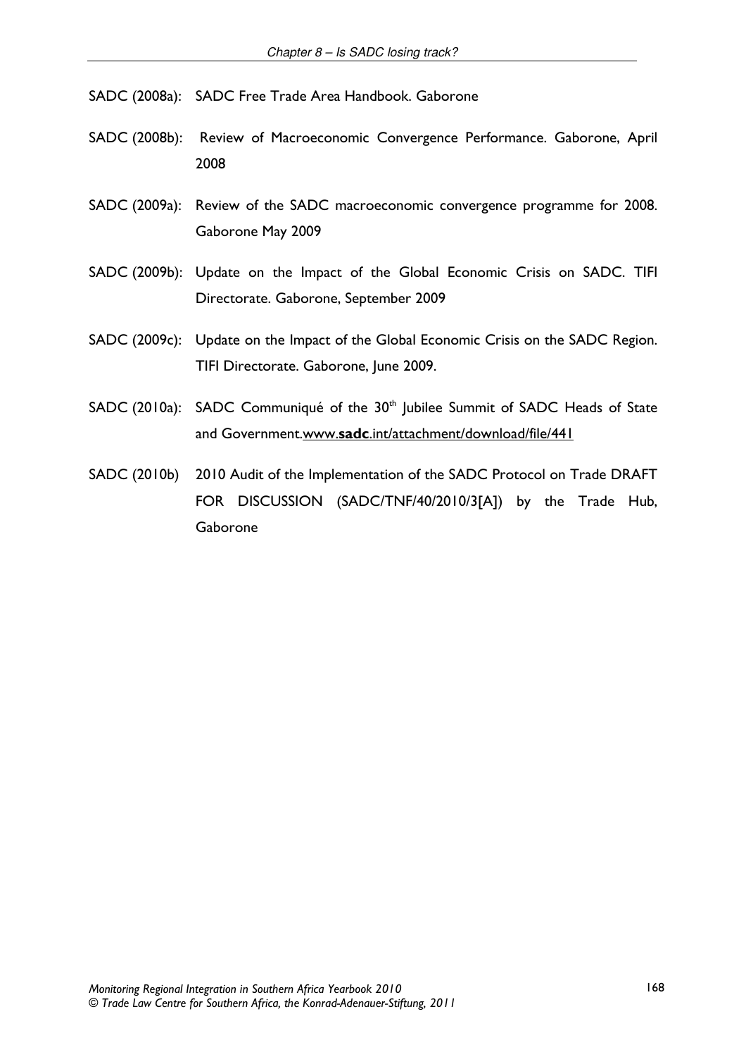SADC (2008a): SADC Free Trade Area Handbook. Gaborone

SADC (2008b): Review of Macroeconomic Convergence Performance. Gaborone, April 2008

SADC (2009a): Review of the SADC macroeconomic convergence programme for 2008. Gaborone May 2009

SADC (2009b): Update on the Impact of the Global Economic Crisis on SADC. TIFI Directorate. Gaborone, September 2009

SADC (2009c): Update on the Impact of the Global Economic Crisis on the SADC Region. TIFI Directorate. Gaborone, June 2009.

SADC (2010a): SADC Communiqué of the 30th Jubilee Summit of SADC Heads of State and Government.www.**sadc**.int/attachment/download/file/441

SADC (2010b) 2010 Audit of the Implementation of the SADC Protocol on Trade DRAFT FOR DISCUSSION (SADC/TNF/40/2010/3[A]) by the Trade Hub, Gaborone